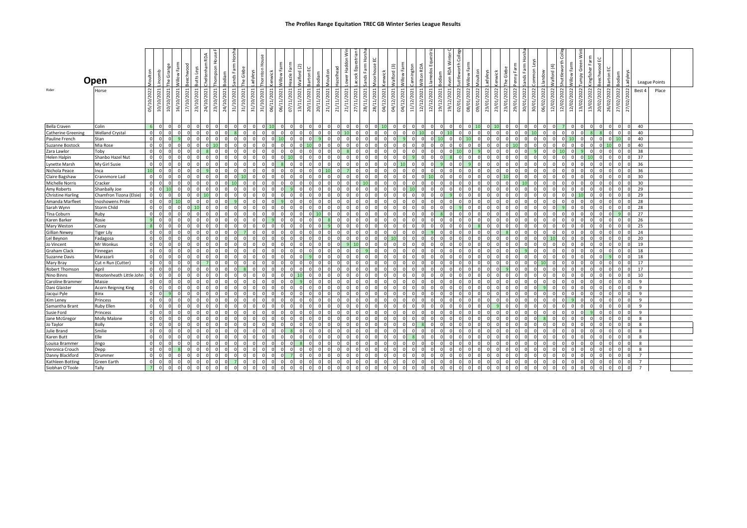# The Profiles Range Equitation TREC GB Winter Series League Results

## Open

| Rider | Horse | 05/10/2022 Moulton | 10/10/2021 Lincomb | 10/10/2021 The Grange | 16/10/2021 Willow Farm | 17/10/2021 Beechwood | 23/10/2021 Butts Leys | 24/10/2021 Cheltenham RDA | 23/10/2021 Thompson House F | 24/10/2021 Bodiam | 31/10/2021 Sands Farm Horsha | 31/10/2021 The Glebe | 31/10/2021 Ladyleys | 31/10/2021 Thornton House | 06/11/2021 Kenwick | 06/11/2021 Willow Farm | 07/11/2021 Heazle Farm | 13/11/2021 Walford (2) | 20/11/2021 Barton EC | 20/11/2021 Bodiam | 21/11/2021 Moulton | 21/11/2021 Hazelhead | 21/11/2021 Lower Haddon Win | 27/11/2021 Lacock Equestrian | 28/11/2021 Sands Farm Horsha | 28/11/2021 Moorhouse EC | 04/12/2021 Kenwick | 04/12/2021 Walford (3) | 04/12/2021 Willow Farm | 11/12/2021 Cannington | 12/12/2021 Wilton RDA | 12/12/2021 Llanedos Equestri | 19/12/2021 Bodiam | 19/12/2021 Avon RDA Winter C | 02/01/2022 Sutlleworth College | 08/01/2022 Willow Farm | 09/01/2022 Moulton | 23/01/2022 Ladyleys | 23/01/2022 Kenwick | 23/01/2022 The Glebe | 29/01/2022 Penny Farm | 30/01/2022 Sands Farm Horsha | 30/01/2022 Common Leys | 02/02/2022 Llandow | 12/02/2022 Walford (4) | 12/02/2022 Shuttleworth Colle | 12/02/2022 Willow Farm | 13/02/2022 Tumpy Green Wint | 13/02/2022 Kingfisher Farm | 20/02/2022 Beechwood EC | 26/02/2022 Barton EC | 27/02/2022 Bodiam | 27/02/2022 Ladyleys | League Points Best 4 | Place |
|---|---|---|---|---|---|---|---|---|---|---|---|---|---|---|---|---|---|---|---|---|---|---|---|---|---|---|---|---|---|---|---|---|---|---|---|---|---|---|---|---|---|---|---|---|---|---|---|---|---|---|---|---|---|---|---|
| Bella Craven | Colin | 6 | 0 | 0 | 0 | 0 | 0 | 0 | 0 | 0 | 0 | 0 | 0 | 0 | 10 | 0 | 0 | 0 | 0 | 0 | 0 | 0 | 0 | 0 | 10 | 0 | 0 | 0 | 0 | 0 | 0 | 0 | 0 | 0 | 0 | 0 | 10 | 0 | 10 | 0 | 0 | 0 | 0 | 0 | 0 | 7 | 0 | 0 | 0 | 0 | 0 | 0 | 0 | 40 | |
| Catherine Greening | Welland Crystal | 0 | 0 | 0 | 0 | 0 | 0 | 0 | 0 | 0 | 8 | 0 | 0 | 0 | 0 | 0 | 0 | 0 | 0 | 0 | 0 | 0 | 10 | 0 | 0 | 0 | 0 | 0 | 0 | 0 | 0 | 10 | 0 | 10 | 0 | 0 | 0 | 0 | 0 | 0 | 0 | 0 | 10 | 0 | 0 | 0 | 0 | 0 | 8 | 8 | 0 | 0 | 0 | 40 | |
| Pauline French | Stan | 0 | 0 | 0 | 9 | 0 | 0 | 0 | 0 | 0 | 0 | 0 | 0 | 0 | 0 | 10 | 0 | 0 | 9 | 0 | 0 | 0 | 0 | 0 | 0 | 0 | 0 | 0 | 9 | 0 | 0 | 0 | 10 | 0 | 0 | 10 | 0 | 0 | 0 | 0 | 0 | 0 | 0 | 0 | 0 | 0 | 10 | 0 | 0 | 0 | 0 | 10 | 0 | 40 | |
| Suzanne Bostock | Mia Rose | 0 | 0 | 0 | 0 | 0 | 0 | 0 | 10 | 0 | 0 | 0 | 0 | 0 | 0 | 0 | 0 | 0 | 10 | 0 | 0 | 0 | 0 | 0 | 0 | 0 | 0 | 0 | 0 | 0 | 0 | 0 | 0 | 0 | 0 | 0 | 0 | 0 | 0 | 0 | 10 | 0 | 0 | 0 | 0 | 0 | 0 | 0 | 0 | 0 | 10 | 0 | 0 | 40 | |
| Zara Lawlor | Toby | 0 | 0 | 0 | 0 | 0 | 0 | 8 | 0 | 0 | 0 | 0 | 0 | 0 | 0 | 0 | 0 | 0 | 0 | 0 | 0 | 0 | 8 | 0 | 0 | 0 | 0 | 0 | 0 | 0 | 0 | 0 | 0 | 0 | 10 | 0 | 9 | 0 | 0 | 0 | 0 | 0 | 9 | 0 | 0 | 10 | 0 | 9 | 0 | 0 | 0 | 0 | 0 | 38 | |
| Helen Halpin | Shanbo Hazel Nut | 0 | 0 | 0 | 0 | 0 | 0 | 0 | 0 | 0 | 0 | 0 | 0 | 0 | 0 | 10 | 0 | 0 | 0 | 0 | 0 | 0 | 0 | 0 | 0 | 0 | 0 | 0 | 0 | 0 | 9 | 0 | 0 | 8 | 0 | 0 | 0 | 0 | 0 | 0 | 0 | 0 | 0 | 0 | 0 | 0 | 0 | 0 | 10 | 0 | 0 | 0 | 0 | 37 | |
| Lynette Marsh | My Girl Susie | 0 | 0 | 0 | 0 | 0 | 0 | 0 | 0 | 0 | 0 | 0 | 0 | 0 | 0 | 8 | 0 | 0 | 0 | 0 | 0 | 0 | 0 | 0 | 0 | 0 | 0 | 0 | 10 | 0 | 0 | 0 | 9 | 0 | 0 | 9 | 0 | 0 | 0 | 0 | 0 | 0 | 0 | 0 | 0 | 0 | 0 | 0 | 0 | 0 | 0 | 0 | 0 | 36 | |
| Nichola Peace | Inca | 10 | 0 | 0 | 0 | 0 | 0 | 9 | 0 | 0 | 0 | 0 | 0 | 0 | 0 | 0 | 0 | 0 | 0 | 0 | 10 | 0 | 7 | 0 | 0 | 0 | 0 | 0 | 0 | 0 | 0 | 0 | 0 | 0 | 0 | 0 | 0 | 0 | 0 | 0 | 0 | 0 | 0 | 0 | 0 | 0 | 0 | 0 | 0 | 0 | 0 | 0 | 0 | 36 | |
| Claire Bagshaw | Crannmore Lad | 0 | 0 | 0 | 0 | 0 | 0 | 0 | 0 | 0 | 0 | 10 | 0 | 0 | 0 | 0 | 0 | 0 | 0 | 0 | 0 | 0 | 0 | 0 | 0 | 0 | 0 | 0 | 0 | 0 | 0 | 10 | 0 | 0 | 0 | 0 | 0 | 0 | 0 | 10 | 0 | 0 | 0 | 0 | 0 | 0 | 0 | 0 | 0 | 0 | 0 | 0 | 0 | 30 | |
| Michelle Norris | Cracker | 0 | 0 | 0 | 0 | 0 | 0 | 0 | 0 | 10 | 0 | 0 | 0 | 0 | 0 | 0 | 0 | 0 | 0 | 0 | 0 | 0 | 0 | 0 | 10 | 0 | 0 | 0 | 0 | 0 | 0 | 0 | 0 | 0 | 0 | 0 | 0 | 0 | 0 | 0 | 10 | 0 | 0 | 0 | 0 | 0 | 0 | 0 | 0 | 0 | 0 | 0 | 0 | 30 | |
| Amy Roberts | Shanbally Joe | 0 | 0 | 10 | 0 | 0 | 0 | 0 | 0 | 0 | 0 | 0 | 0 | 0 | 0 | 0 | 9 | 0 | 0 | 0 | 0 | 0 | 0 | 0 | 0 | 0 | 0 | 0 | 0 | 10 | 0 | 0 | 0 | 0 | 0 | 0 | 0 | 0 | 0 | 0 | 0 | 0 | 0 | 0 | 0 | 0 | 0 | 0 | 0 | 0 | 0 | 0 | 0 | 29 | |
| Christine Harling | Chamfron Tizona (Elsie) | 0 | 0 | 0 | 0 | 0 | 0 | 10 | 0 | 0 | 0 | 0 | 0 | 0 | 0 | 0 | 0 | 0 | 0 | 0 | 0 | 0 | 0 | 0 | 0 | 0 | 0 | 0 | 0 | 0 | 0 | 0 | 0 | 9 | 0 | 0 | 0 | 0 | 0 | 0 | 0 | 0 | 0 | 0 | 0 | 0 | 0 | 10 | 0 | 0 | 0 | 0 | 0 | 29 | |
| Amanda Marfleet | Inoshowens Pride | 0 | 0 | 0 | 10 | 0 | 0 | 0 | 0 | 0 | 9 | 0 | 0 | 0 | 0 | 9 | 0 | 0 | 0 | 0 | 0 | 0 | 0 | 0 | 0 | 0 | 0 | 0 | 0 | 0 | 0 | 0 | 0 | 0 | 0 | 0 | 0 | 0 | 0 | 0 | 0 | 0 | 0 | 0 | 0 | 0 | 0 | 0 | 0 | 0 | 0 | 0 | 0 | 28 | |
| Sarah Wynn | Storm Child | 0 | 0 | 0 | 0 | 0 | 10 | 0 | 0 | 0 | 0 | 0 | 0 | 0 | 0 | 0 | 0 | 0 | 0 | 0 | 0 | 0 | 0 | 0 | 0 | 0 | 0 | 0 | 0 | 0 | 0 | 0 | 0 | 0 | 9 | 0 | 0 | 0 | 0 | 0 | 0 | 0 | 0 | 0 | 0 | 9 | 0 | 0 | 0 | 0 | 0 | 0 | 0 | 28 | |
| Tina Coburn | Ruby | 0 | 0 | 0 | 0 | 0 | 0 | 0 | 0 | 0 | 0 | 0 | 0 | 0 | 0 | 0 | 0 | 0 | 10 | 0 | 0 | 0 | 0 | 0 | 0 | 0 | 0 | 0 | 0 | 0 | 0 | 8 | 0 | 0 | 0 | 0 | 0 | 0 | 0 | 0 | 0 | 0 | 0 | 0 | 0 | 0 | 0 | 0 | 0 | 0 | 0 | 9 | 0 | 27 | |
| Karen Barker | Rosie | 9 | 0 | 0 | 0 | 0 | 0 | 0 | 0 | 0 | 0 | 0 | 0 | 0 | 9 | 0 | 0 | 0 | 0 | 0 | 8 | 0 | 0 | 0 | 0 | 0 | 0 | 0 | 0 | 0 | 0 | 0 | 0 | 0 | 0 | 0 | 0 | 0 | 0 | 0 | 0 | 0 | 0 | 0 | 0 | 0 | 0 | 0 | 0 | 0 | 0 | 0 | 0 | 26 | |
| Mary Weston | Casey | 8 | 0 | 0 | 0 | 0 | 0 | 0 | 0 | 0 | 0 | 0 | 0 | 0 | 0 | 0 | 0 | 0 | 0 | 0 | 9 | 0 | 0 | 0 | 0 | 0 | 0 | 0 | 0 | 0 | 0 | 0 | 0 | 0 | 0 | 0 | 8 | 0 | 0 | 0 | 0 | 0 | 0 | 0 | 0 | 0 | 0 | 0 | 0 | 0 | 0 | 0 | 0 | 25 | |
| Gillian Newey | Tiger Lily | 0 | 0 | 0 | 0 | 0 | 0 | 0 | 0 | 0 | 0 | 7 | 0 | 0 | 0 | 0 | 0 | 0 | 0 | 0 | 0 | 0 | 0 | 0 | 0 | 0 | 0 | 0 | 0 | 0 | 0 | 9 | 0 | 0 | 0 | 0 | 0 | 0 | 0 | 8 | 0 | 0 | 0 | 0 | 0 | 0 | 0 | 0 | 0 | 0 | 0 | 0 | 0 | 24 | |
| Lel Beynon | Fadagosa | 0 | 0 | 0 | 0 | 0 | 0 | 0 | 0 | 0 | 0 | 0 | 0 | 0 | 0 | 0 | 0 | 0 | 0 | 0 | 0 | 0 | 0 | 0 | 0 | 0 | 0 | 10 | 0 | 0 | 0 | 0 | 0 | 0 | 0 | 0 | 0 | 0 | 0 | 0 | 0 | 0 | 0 | 0 | 10 | 0 | 0 | 0 | 0 | 0 | 0 | 0 | 0 | 20 | |
| Jo Vincent | Mr Wonkus | 0 | 0 | 0 | 0 | 0 | 0 | 0 | 0 | 0 | 0 | 0 | 0 | 0 | 0 | 0 | 0 | 0 | 0 | 0 | 0 | 0 | 9 | 10 | 0 | 0 | 0 | 0 | 0 | 0 | 0 | 0 | 0 | 0 | 0 | 0 | 0 | 0 | 0 | 0 | 0 | 0 | 0 | 0 | 0 | 0 | 0 | 0 | 0 | 0 | 0 | 0 | 0 | 19 | |
| Graham Clack | Finnegan | 0 | 0 | 0 | 0 | 0 | 0 | 0 | 0 | 0 | 0 | 0 | 0 | 0 | 0 | 0 | 0 | 0 | 0 | 0 | 0 | 0 | 0 | 0 | 9 | 0 | 0 | 0 | 0 | 0 | 0 | 0 | 0 | 0 | 0 | 0 | 0 | 0 | 0 | 0 | 0 | 9 | 0 | 0 | 0 | 0 | 0 | 0 | 0 | 0 | 0 | 0 | 0 | 18 | |
| Suzanne Davis | Marazarli | 0 | 0 | 0 | 0 | 0 | 0 | 0 | 0 | 0 | 0 | 0 | 0 | 0 | 0 | 0 | 0 | 0 | 9 | 0 | 0 | 0 | 0 | 0 | 0 | 0 | 0 | 0 | 0 | 0 | 0 | 0 | 0 | 0 | 0 | 0 | 0 | 0 | 0 | 0 | 0 | 0 | 0 | 0 | 0 | 0 | 0 | 0 | 0 | 0 | 9 | 0 | 0 | 18 | |
| Mary Bray | Cut n Run (Cutter) | 0 | 0 | 0 | 0 | 0 | 0 | 0 | 7 | 0 | 0 | 0 | 0 | 0 | 0 | 0 | 0 | 0 | 0 | 0 | 0 | 0 | 0 | 0 | 0 | 0 | 0 | 0 | 0 | 0 | 0 | 0 | 0 | 0 | 0 | 0 | 0 | 0 | 0 | 0 | 0 | 0 | 0 | 10 | 0 | 0 | 0 | 0 | 0 | 0 | 0 | 0 | 0 | 17 | |
| Robert Thomson | April | 0 | 0 | 0 | 0 | 0 | 0 | 0 | 0 | 0 | 8 | 0 | 0 | 0 | 0 | 0 | 0 | 0 | 0 | 0 | 0 | 0 | 0 | 0 | 0 | 0 | 0 | 0 | 0 | 0 | 0 | 0 | 0 | 0 | 0 | 0 | 0 | 0 | 9 | 0 | 0 | 0 | 0 | 0 | 0 | 0 | 0 | 0 | 0 | 0 | 0 | 0 | 0 | 17 | |
| Nino Binns | Wootenheath Little John | 0 | 0 | 0 | 0 | 0 | 0 | 0 | 0 | 0 | 0 | 0 | 0 | 0 | 0 | 0 | 10 | 0 | 0 | 0 | 0 | 0 | 0 | 0 | 0 | 0 | 0 | 0 | 0 | 0 | 0 | 0 | 0 | 0 | 0 | 0 | 0 | 0 | 0 | 0 | 0 | 0 | 0 | 0 | 0 | 0 | 0 | 0 | 0 | 0 | 0 | 0 | 0 | 10 | |
| Caroline Brammer | Maisie | 0 | 0 | 0 | 0 | 0 | 0 | 0 | 0 | 0 | 0 | 0 | 0 | 0 | 0 | 0 | 9 | 0 | 0 | 0 | 0 | 0 | 0 | 0 | 0 | 0 | 0 | 0 | 0 | 0 | 0 | 0 | 0 | 0 | 0 | 0 | 0 | 0 | 0 | 0 | 0 | 0 | 0 | 0 | 0 | 0 | 0 | 0 | 0 | 0 | 0 | 0 | 0 | 9 | |
| Dani Glaister | Acorn Reigning King | 0 | 0 | 0 | 0 | 0 | 0 | 0 | 0 | 0 | 0 | 0 | 0 | 0 | 0 | 0 | 0 | 0 | 0 | 0 | 0 | 0 | 0 | 0 | 0 | 0 | 0 | 0 | 0 | 0 | 0 | 0 | 0 | 0 | 0 | 0 | 0 | 0 | 0 | 0 | 0 | 0 | 0 | 9 | 0 | 0 | 0 | 0 | 0 | 0 | 0 | 0 | 0 | 9 | |
| Jacqui Pyle | Binx | 0 | 9 | 0 | 0 | 0 | 0 | 0 | 0 | 0 | 0 | 0 | 0 | 0 | 0 | 0 | 0 | 0 | 0 | 0 | 0 | 0 | 0 | 0 | 0 | 0 | 0 | 0 | 0 | 0 | 0 | 0 | 0 | 0 | 0 | 0 | 0 | 0 | 0 | 0 | 0 | 0 | 0 | 0 | 0 | 0 | 0 | 0 | 0 | 0 | 0 | 0 | 0 | 9 | |
| Kim Leney | Princess | 0 | 0 | 0 | 0 | 0 | 0 | 0 | 0 | 0 | 0 | 0 | 0 | 0 | 0 | 0 | 0 | 0 | 0 | 0 | 0 | 0 | 0 | 0 | 0 | 0 | 0 | 0 | 0 | 0 | 0 | 0 | 0 | 0 | 0 | 0 | 0 | 0 | 0 | 0 | 0 | 0 | 0 | 0 | 0 | 0 | 9 | 0 | 0 | 0 | 0 | 0 | 0 | 9 | |
| Samantha Brant | Ruby Ellen | 0 | 0 | 0 | 0 | 0 | 0 | 0 | 0 | 0 | 0 | 0 | 0 | 0 | 0 | 0 | 0 | 0 | 0 | 0 | 0 | 0 | 0 | 0 | 0 | 0 | 0 | 0 | 0 | 0 | 0 | 0 | 0 | 0 | 0 | 0 | 0 | 9 | 0 | 0 | 0 | 0 | 0 | 0 | 0 | 0 | 0 | 0 | 0 | 0 | 0 | 0 | 0 | 9 | |
| Susie Ford | Princess | 0 | 0 | 0 | 0 | 0 | 0 | 0 | 0 | 0 | 0 | 0 | 0 | 0 | 0 | 0 | 0 | 0 | 0 | 0 | 0 | 0 | 0 | 0 | 0 | 0 | 0 | 0 | 0 | 0 | 0 | 0 | 0 | 0 | 0 | 0 | 0 | 0 | 0 | 0 | 0 | 0 | 0 | 0 | 0 | 0 | 0 | 0 | 9 | 0 | 0 | 0 | 0 | 9 | |
| Jane McGregor | Molly Malone | 0 | 0 | 0 | 0 | 0 | 0 | 0 | 0 | 0 | 0 | 0 | 0 | 0 | 0 | 0 | 0 | 0 | 0 | 0 | 0 | 0 | 0 | 0 | 0 | 0 | 0 | 0 | 0 | 0 | 0 | 0 | 0 | 0 | 0 | 0 | 0 | 0 | 0 | 0 | 0 | 0 | 8 | 0 | 0 | 0 | 0 | 0 | 0 | 0 | 0 | 0 | 0 | 8 | |
| Jo Taylor | Bolly | 0 | 0 | 0 | 0 | 0 | 0 | 0 | 0 | 0 | 0 | 0 | 0 | 0 | 0 | 0 | 0 | 0 | 0 | 0 | 0 | 0 | 0 | 0 | 0 | 0 | 0 | 0 | 0 | 0 | 8 | 0 | 0 | 0 | 0 | 0 | 0 | 0 | 0 | 0 | 0 | 0 | 0 | 0 | 0 | 0 | 0 | 0 | 0 | 0 | 0 | 0 | 0 | 8 | |
| Julie Brand | Smilie | 0 | 0 | 0 | 0 | 0 | 0 | 0 | 0 | 0 | 0 | 0 | 0 | 0 | 0 | 0 | 8 | 0 | 0 | 0 | 0 | 0 | 0 | 0 | 0 | 0 | 0 | 0 | 0 | 0 | 0 | 0 | 0 | 0 | 0 | 0 | 0 | 0 | 0 | 0 | 0 | 0 | 0 | 0 | 0 | 0 | 0 | 0 | 0 | 0 | 0 | 0 | 0 | 8 | |
| Karen Butt | Elle | 0 | 0 | 0 | 0 | 0 | 0 | 0 | 0 | 0 | 0 | 0 | 0 | 0 | 0 | 0 | 0 | 0 | 0 | 0 | 0 | 0 | 0 | 0 | 0 | 0 | 0 | 0 | 0 | 8 | 0 | 0 | 0 | 0 | 0 | 0 | 0 | 0 | 0 | 0 | 0 | 0 | 0 | 0 | 0 | 0 | 0 | 0 | 0 | 0 | 0 | 0 | 0 | 8 | |
| Louisa Brammer | Jingo | 0 | 0 | 0 | 0 | 0 | 0 | 0 | 0 | 0 | 0 | 0 | 0 | 0 | 0 | 0 | 0 | 8 | 0 | 0 | 0 | 0 | 0 | 0 | 0 | 0 | 0 | 0 | 0 | 0 | 0 | 0 | 0 | 0 | 0 | 0 | 0 | 0 | 0 | 0 | 0 | 0 | 0 | 0 | 0 | 0 | 0 | 0 | 0 | 0 | 0 | 0 | 0 | 8 | |
| Veronica Crouch | Depp | 0 | 0 | 0 | 8 | 0 | 0 | 0 | 0 | 0 | 0 | 0 | 0 | 0 | 0 | 0 | 0 | 0 | 0 | 0 | 0 | 0 | 0 | 0 | 0 | 0 | 0 | 0 | 0 | 0 | 0 | 0 | 0 | 0 | 0 | 0 | 0 | 0 | 0 | 0 | 0 | 0 | 0 | 0 | 0 | 0 | 0 | 0 | 0 | 0 | 0 | 0 | 0 | 8 | |
| Danny Blackford | Drummer | 0 | 0 | 0 | 0 | 0 | 0 | 0 | 0 | 0 | 0 | 0 | 0 | 0 | 0 | 0 | 7 | 0 | 0 | 0 | 0 | 0 | 0 | 0 | 0 | 0 | 0 | 0 | 0 | 0 | 0 | 0 | 0 | 0 | 0 | 0 | 0 | 0 | 0 | 0 | 0 | 0 | 0 | 0 | 0 | 0 | 0 | 0 | 0 | 0 | 0 | 0 | 0 | 7 | |
| Kathleen Botting | Green Earth | 0 | 0 | 0 | 0 | 0 | 0 | 0 | 0 | 7 | 0 | 0 | 0 | 0 | 0 | 0 | 0 | 0 | 0 | 0 | 0 | 0 | 0 | 0 | 0 | 0 | 0 | 0 | 0 | 0 | 0 | 0 | 0 | 0 | 0 | 0 | 0 | 0 | 0 | 0 | 0 | 0 | 0 | 0 | 0 | 0 | 0 | 0 | 0 | 0 | 0 | 0 | 0 | 7 | |
| Siobhan O'Toole | Tally | 7 | 0 | 0 | 0 | 0 | 0 | 0 | 0 | 0 | 0 | 0 | 0 | 0 | 0 | 0 | 0 | 0 | 0 | 0 | 0 | 0 | 0 | 0 | 0 | 0 | 0 | 0 | 0 | 0 | 0 | 0 | 0 | 0 | 0 | 0 | 0 | 0 | 0 | 0 | 0 | 0 | 0 | 0 | 0 | 0 | 0 | 0 | 0 | 0 | 0 | 0 | 0 | 7 | |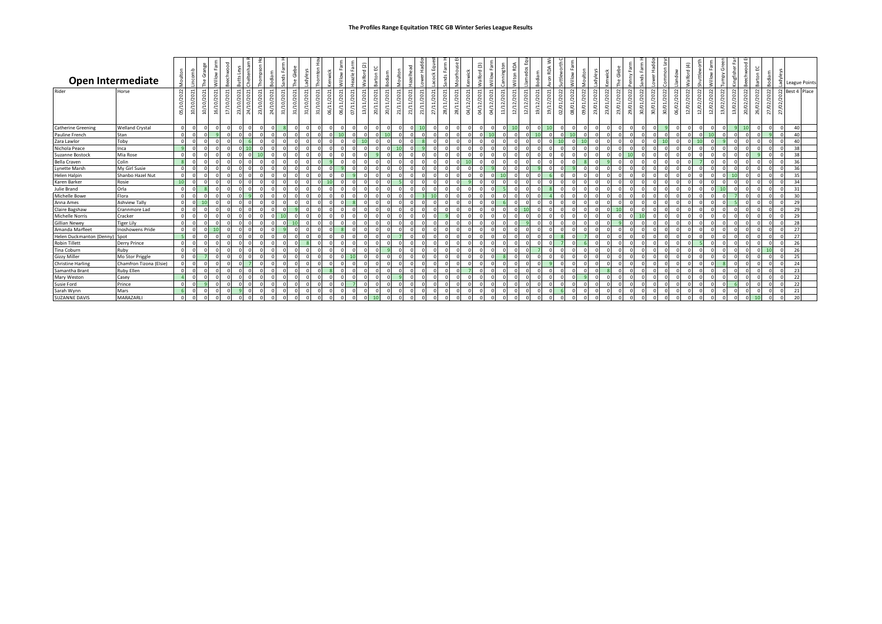# The Profiles Range Equitation TREC GB Winter Series League Results

## Open Intermediate

| Rider | Horse | Moulton 05/10/2022 | Lincomb 10/10/2021 | The Grange 10/10/2021 | Willow Farm 16/10/2021 | Beechwood 17/10/2021 | Butts Leys 23/10/2021 | Cheltenham R 24/10/2021 | Thompson Ho 23/10/2021 | Bodiam 24/10/2021 | Sands Farm H 31/10/2021 | The Glebe 31/10/2021 | Ladyleys 31/10/2021 | Thornton Hou 31/10/2021 | Kenwick 06/11/2021 | Willow Farm 06/11/2021 | Heazle Farm 07/11/2021 | Walford (2) 13/11/2021 | Barton EC 20/11/2021 | Bodiam 20/11/2021 | Moulton 21/11/2021 | Hazelhead 21/11/2021 | Lower Haddo 21/11/2021 | Lacock Eques 27/11/2021 | Sands Farm H 28/11/2021 | Moorhouse E 28/11/2021 | Kenwick 04/12/2021 | Walford (3) 04/12/2021 | Willow Farm 04/12/2021 | Cannington 11/12/2021 | Wilton RDA 12/12/2021 | Llanedos Equ 12/12/2021 | Bodiam 19/12/2021 | Avon RDA Wi 19/12/2021 | Suttleworth C 02/01/2022 | Willow Farm 08/01/2022 | Moulton 09/01/2022 | Ladyleys 23/01/2022 | Kenwick 23/01/2022 | The Glebe 23/01/2022 | Penny Farm 29/01/2022 | Sands Farm H 30/01/2022 | Lower Haddo 30/01/2022 | Common Leys 30/01/2022 | Llandow 06/02/2022 | Walford (4) 12/02/2022 | Shuttleworth 12/02/2022 | Willow Farm 12/02/2022 | Tumpy Green 13/02/2022 | Kingfisher Far 13/02/2022 | Beechwood E 20/02/2022 | Barton EC 26/02/2022 | Bodiam 27/02/2022 | Ladyleys 27/02/2022 | League Points Best 4 | Place |
|---|---|---|---|---|---|---|---|---|---|---|---|---|---|---|---|---|---|---|---|---|---|---|---|---|---|---|---|---|---|---|---|---|---|---|---|---|---|---|---|---|---|---|---|---|---|---|---|---|---|---|---|---|---|---|---|---|
| Catherine Greening | Welland Crystal | 0 | 0 | 0 | 0 | 0 | 0 | 0 | 0 | 0 | 8 | 0 | 0 | 0 | 0 | 0 | 0 | 0 | 0 | 0 | 0 | 0 | 10 | 0 | 0 | 0 | 0 | 0 | 0 | 0 | 10 | 0 | 0 | 10 | 0 | 0 | 0 | 0 | 0 | 0 | 0 | 0 | 0 | 9 | 0 | 0 | 0 | 0 | 0 | 9 | 10 | 0 | 0 | 0 | 40 | |
| Pauline French | Stan | 0 | 0 | 0 | 9 | 0 | 0 | 0 | 0 | 0 | 0 | 0 | 0 | 0 | 0 | 10 | 0 | 0 | 0 | 10 | 0 | 0 | 0 | 0 | 0 | 0 | 0 | 0 | 10 | 0 | 0 | 0 | 10 | 0 | 0 | 10 | 0 | 0 | 0 | 0 | 0 | 0 | 0 | 0 | 0 | 0 | 0 | 10 | 0 | 0 | 0 | 9 | 0 | 0 | 40 | |
| Zara Lawlor | Toby | 0 | 0 | 0 | 0 | 0 | 0 | 6 | 0 | 0 | 0 | 0 | 0 | 0 | 0 | 0 | 0 | 10 | 0 | 0 | 0 | 0 | 8 | 0 | 0 | 0 | 0 | 0 | 0 | 0 | 0 | 0 | 0 | 0 | 10 | 0 | 10 | 0 | 0 | 0 | 0 | 0 | 0 | 10 | 0 | 0 | 10 | 0 | 9 | 0 | 0 | 0 | 0 | 0 | 40 | |
| Nichola Peace | Inca | 9 | 0 | 0 | 0 | 0 | 0 | 10 | 0 | 0 | 0 | 0 | 0 | 0 | 0 | 0 | 0 | 0 | 0 | 0 | 10 | 0 | 9 | 0 | 0 | 0 | 0 | 0 | 0 | 0 | 0 | 0 | 0 | 0 | 0 | 0 | 0 | 0 | 0 | 0 | 0 | 0 | 0 | 0 | 0 | 0 | 0 | 0 | 0 | 0 | 0 | 0 | 0 | 0 | 38 | |
| Suzanne Bostock | Mia Rose | 0 | 0 | 0 | 0 | 0 | 0 | 0 | 10 | 0 | 0 | 0 | 0 | 0 | 0 | 0 | 0 | 0 | 9 | 0 | 0 | 0 | 0 | 0 | 0 | 0 | 0 | 0 | 0 | 0 | 0 | 0 | 0 | 0 | 0 | 0 | 0 | 0 | 0 | 0 | 10 | 0 | 0 | 0 | 0 | 0 | 0 | 0 | 0 | 0 | 0 | 9 | 0 | 0 | 38 | |
| Bella Craven | Colin | 8 | 0 | 0 | 0 | 0 | 0 | 0 | 0 | 0 | 0 | 0 | 0 | 0 | 9 | 0 | 0 | 0 | 0 | 0 | 0 | 0 | 0 | 0 | 0 | 0 | 10 | 0 | 0 | 0 | 0 | 0 | 0 | 0 | 0 | 0 | 8 | 0 | 9 | 0 | 0 | 0 | 0 | 0 | 0 | 0 | 7 | 0 | 0 | 0 | 0 | 0 | 0 | 0 | 36 | |
| Lynette Marsh | My Girl Susie | 0 | 0 | 0 | 0 | 0 | 0 | 0 | 0 | 0 | 0 | 0 | 0 | 0 | 0 | 9 | 0 | 0 | 0 | 0 | 0 | 0 | 0 | 0 | 0 | 0 | 0 | 9 | 0 | 0 | 0 | 0 | 9 | 0 | 9 | 0 | 0 | 0 | 0 | 0 | 0 | 0 | 0 | 0 | 0 | 0 | 0 | 0 | 0 | 0 | 0 | 0 | 0 | 0 | 36 | |
| Helen Halpin | Shanbo Hazel Nut | 0 | 0 | 0 | 0 | 0 | 0 | 0 | 0 | 0 | 0 | 0 | 0 | 0 | 0 | 0 | 9 | 0 | 0 | 0 | 0 | 0 | 0 | 0 | 0 | 0 | 0 | 0 | 0 | 10 | 0 | 0 | 0 | 6 | 0 | 0 | 0 | 0 | 0 | 0 | 0 | 0 | 0 | 0 | 0 | 0 | 0 | 0 | 0 | 10 | 0 | 0 | 0 | 0 | 35 | |
| Karen Barker | Rosie | 10 | 0 | 0 | 0 | 0 | 0 | 0 | 0 | 0 | 0 | 0 | 0 | 0 | 10 | 0 | 0 | 0 | 0 | 0 | 5 | 0 | 0 | 0 | 0 | 0 | 9 | 0 | 0 | 0 | 0 | 0 | 0 | 0 | 0 | 0 | 0 | 0 | 0 | 0 | 0 | 0 | 0 | 0 | 0 | 0 | 0 | 0 | 0 | 0 | 0 | 0 | 0 | 0 | 34 | |
| Julie Brand | Orla | 0 | 0 | 8 | 0 | 0 | 0 | 0 | 0 | 0 | 0 | 0 | 0 | 0 | 0 | 0 | 0 | 0 | 0 | 0 | 0 | 0 | 0 | 0 | 0 | 0 | 0 | 0 | 0 | 5 | 0 | 0 | 0 | 8 | 0 | 0 | 0 | 0 | 0 | 0 | 0 | 0 | 0 | 0 | 0 | 0 | 0 | 0 | 10 | 0 | 0 | 0 | 0 | 0 | 31 | |
| Michelle Bowe | Flora | 0 | 0 | 0 | 0 | 0 | 0 | 9 | 0 | 0 | 0 | 0 | 0 | 0 | 0 | 0 | 0 | 0 | 0 | 0 | 0 | 0 | 3 | 10 | 0 | 0 | 0 | 0 | 0 | 0 | 0 | 0 | 0 | 4 | 0 | 0 | 0 | 0 | 0 | 0 | 0 | 0 | 0 | 0 | 0 | 0 | 0 | 0 | 0 | 7 | 0 | 0 | 0 | 0 | 30 | |
| Anna Ames | Ashview Tally | 0 | 0 | 10 | 0 | 0 | 0 | 0 | 0 | 0 | 0 | 0 | 0 | 0 | 0 | 0 | 8 | 0 | 0 | 0 | 0 | 0 | 0 | 0 | 0 | 0 | 0 | 0 | 0 | 6 | 0 | 0 | 0 | 0 | 0 | 0 | 0 | 0 | 0 | 0 | 0 | 0 | 0 | 0 | 0 | 0 | 0 | 0 | 0 | 5 | 0 | 0 | 0 | 0 | 29 | |
| Claire Bagshaw | Crannmore Lad | 0 | 0 | 0 | 0 | 0 | 0 | 0 | 0 | 0 | 0 | 9 | 0 | 0 | 0 | 0 | 0 | 0 | 0 | 0 | 0 | 0 | 0 | 0 | 0 | 0 | 0 | 0 | 0 | 0 | 0 | 10 | 0 | 0 | 0 | 0 | 0 | 0 | 0 | 10 | 0 | 0 | 0 | 0 | 0 | 0 | 0 | 0 | 0 | 0 | 0 | 0 | 0 | 0 | 29 | |
| Michelle Norris | Cracker | 0 | 0 | 0 | 0 | 0 | 0 | 0 | 0 | 10 | 0 | 0 | 0 | 0 | 0 | 0 | 0 | 0 | 0 | 0 | 0 | 0 | 0 | 0 | 9 | 0 | 0 | 0 | 0 | 0 | 0 | 0 | 0 | 0 | 0 | 0 | 0 | 0 | 0 | 0 | 0 | 10 | 0 | 0 | 0 | 0 | 0 | 0 | 0 | 0 | 0 | 0 | 0 | 0 | 29 | |
| Gillian Newey | Tiger Lily | 0 | 0 | 0 | 0 | 0 | 0 | 0 | 0 | 0 | 0 | 10 | 0 | 0 | 0 | 0 | 0 | 0 | 0 | 0 | 0 | 0 | 0 | 0 | 0 | 0 | 0 | 0 | 0 | 0 | 0 | 9 | 0 | 0 | 0 | 0 | 0 | 0 | 0 | 9 | 0 | 0 | 0 | 0 | 0 | 0 | 0 | 0 | 0 | 0 | 0 | 0 | 0 | 0 | 28 | |
| Amanda Marfleet | Inoshowens Pride | 0 | 0 | 0 | 10 | 0 | 0 | 0 | 0 | 0 | 9 | 0 | 0 | 0 | 0 | 8 | 0 | 0 | 0 | 0 | 0 | 0 | 0 | 0 | 0 | 0 | 0 | 0 | 0 | 0 | 0 | 0 | 0 | 0 | 0 | 0 | 0 | 0 | 0 | 0 | 0 | 0 | 0 | 0 | 0 | 0 | 0 | 0 | 0 | 0 | 0 | 0 | 0 | 0 | 27 | |
| Helen Duckmanton (Denny) | Spot | 5 | 0 | 0 | 0 | 0 | 0 | 0 | 0 | 0 | 0 | 0 | 0 | 0 | 0 | 0 | 0 | 0 | 0 | 0 | 7 | 0 | 0 | 0 | 0 | 0 | 0 | 0 | 0 | 0 | 0 | 0 | 0 | 0 | 8 | 0 | 7 | 0 | 0 | 0 | 0 | 0 | 0 | 0 | 0 | 0 | 0 | 0 | 0 | 0 | 0 | 0 | 0 | 0 | 27 | |
| Robin Tillett | Derry Prince | 0 | 0 | 0 | 0 | 0 | 0 | 0 | 0 | 0 | 0 | 0 | 8 | 0 | 0 | 0 | 0 | 0 | 0 | 0 | 0 | 0 | 0 | 0 | 0 | 0 | 0 | 0 | 0 | 0 | 0 | 0 | 0 | 0 | 7 | 0 | 6 | 0 | 0 | 0 | 0 | 0 | 0 | 0 | 0 | 0 | 5 | 0 | 0 | 0 | 0 | 0 | 0 | 0 | 26 | |
| Tina Coburn | Ruby | 0 | 0 | 0 | 0 | 0 | 0 | 0 | 0 | 0 | 0 | 0 | 0 | 0 | 0 | 0 | 0 | 0 | 0 | 9 | 0 | 0 | 0 | 0 | 0 | 0 | 0 | 0 | 0 | 0 | 0 | 0 | 7 | 0 | 0 | 0 | 0 | 0 | 0 | 0 | 0 | 0 | 0 | 0 | 0 | 0 | 0 | 0 | 0 | 0 | 0 | 0 | 10 | 0 | 26 | |
| Gizzy Miller | Mo Stor Priggle | 0 | 0 | 7 | 0 | 0 | 0 | 0 | 0 | 0 | 0 | 0 | 0 | 0 | 0 | 0 | 10 | 0 | 0 | 0 | 0 | 0 | 0 | 0 | 0 | 0 | 0 | 0 | 0 | 8 | 0 | 0 | 0 | 0 | 0 | 0 | 0 | 0 | 0 | 0 | 0 | 0 | 0 | 0 | 0 | 0 | 0 | 0 | 0 | 0 | 0 | 0 | 0 | 0 | 25 | |
| Christine Harling | Chamfron Tizona (Elsie) | 0 | 0 | 0 | 0 | 0 | 0 | 7 | 0 | 0 | 0 | 0 | 0 | 0 | 0 | 0 | 0 | 0 | 0 | 0 | 0 | 0 | 0 | 0 | 0 | 0 | 0 | 0 | 0 | 0 | 0 | 0 | 0 | 9 | 0 | 0 | 0 | 0 | 0 | 0 | 0 | 0 | 0 | 0 | 0 | 0 | 0 | 0 | 8 | 0 | 0 | 0 | 0 | 0 | 24 | |
| Samantha Brant | Ruby Ellen | 0 | 0 | 0 | 0 | 0 | 0 | 0 | 0 | 0 | 0 | 0 | 0 | 0 | 8 | 0 | 0 | 0 | 0 | 0 | 0 | 0 | 0 | 0 | 0 | 0 | 7 | 0 | 0 | 0 | 0 | 0 | 0 | 0 | 0 | 0 | 0 | 0 | 8 | 0 | 0 | 0 | 0 | 0 | 0 | 0 | 0 | 0 | 0 | 0 | 0 | 0 | 0 | 0 | 23 | |
| Mary Weston | Casey | 4 | 0 | 0 | 0 | 0 | 0 | 0 | 0 | 0 | 0 | 0 | 0 | 0 | 0 | 0 | 0 | 0 | 0 | 0 | 9 | 0 | 0 | 0 | 0 | 0 | 0 | 0 | 0 | 0 | 0 | 0 | 0 | 0 | 0 | 0 | 9 | 0 | 0 | 0 | 0 | 0 | 0 | 0 | 0 | 0 | 0 | 0 | 0 | 0 | 0 | 0 | 0 | 0 | 22 | |
| Susie Ford | Prince | 0 | 0 | 9 | 0 | 0 | 0 | 0 | 0 | 0 | 0 | 0 | 0 | 0 | 0 | 0 | 7 | 0 | 0 | 0 | 0 | 0 | 0 | 0 | 0 | 0 | 0 | 0 | 0 | 0 | 0 | 0 | 0 | 0 | 0 | 0 | 0 | 0 | 0 | 0 | 0 | 0 | 0 | 0 | 0 | 0 | 0 | 0 | 0 | 6 | 0 | 0 | 0 | 0 | 22 | |
| Sarah Wynn | Mars | 6 | 0 | 0 | 0 | 0 | 9 | 0 | 0 | 0 | 0 | 0 | 0 | 0 | 0 | 0 | 0 | 0 | 0 | 0 | 0 | 0 | 0 | 0 | 0 | 0 | 0 | 0 | 0 | 0 | 0 | 0 | 0 | 0 | 6 | 0 | 0 | 0 | 0 | 0 | 0 | 0 | 0 | 0 | 0 | 0 | 0 | 0 | 0 | 0 | 0 | 0 | 0 | 0 | 21 | |
| SUZANNE DAVIS | MARAZARLI | 0 | 0 | 0 | 0 | 0 | 0 | 0 | 0 | 0 | 0 | 0 | 0 | 0 | 0 | 0 | 0 | 0 | 10 | 0 | 0 | 0 | 0 | 0 | 0 | 0 | 0 | 0 | 0 | 0 | 0 | 0 | 0 | 0 | 0 | 0 | 0 | 0 | 0 | 0 | 0 | 0 | 0 | 0 | 0 | 0 | 0 | 0 | 0 | 0 | 0 | 10 | 0 | 0 | 20 | |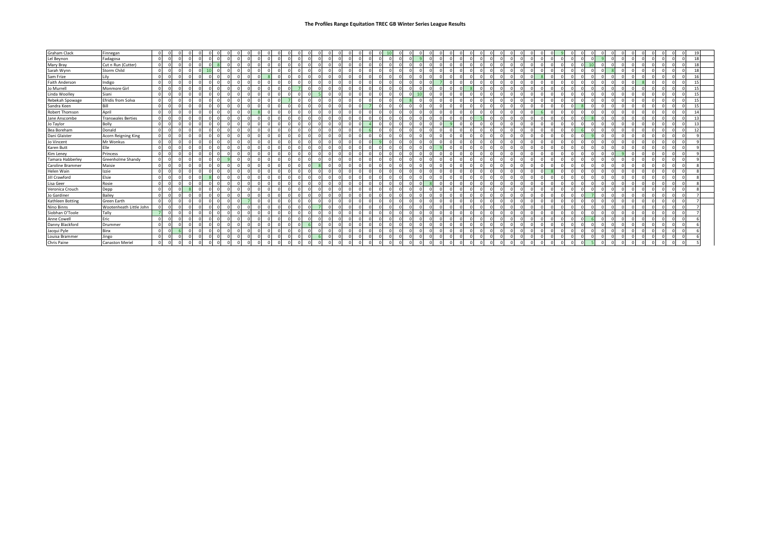# The Profiles Range Equitation TREC GB Winter Series League Results

| | | | | | | | | | | | | | | | | | | | | | | | | | | | | | | | | | | | | | | | | | | | | | | | | | | | |
|---|---|---|---|---|---|---|---|---|---|---|---|---|---|---|---|---|---|---|---|---|---|---|---|---|---|---|---|---|---|---|---|---|---|---|---|---|---|---|---|---|---|---|---|---|---|---|---|---|---|---|---|
| Graham Clack | Finnegan | 0 | 0 | 0 | 0 | 0 | 0 | 0 | 0 | 0 | 0 | 0 | 0 | 0 | 0 | 0 | 0 | 0 | 0 | 0 | 0 | 0 | 0 | 0 | 10 | 0 | 0 | 0 | 0 | 0 | 0 | 0 | 0 | 0 | 0 | 0 | 0 | 0 | 0 | 9 | 0 | 0 | 0 | 0 | 0 | 0 | 0 | 0 | 0 | 0 | 0 | 19 |
| Lel Beynon | Fadagosa | 0 | 0 | 0 | 0 | 0 | 0 | 0 | 0 | 0 | 0 | 0 | 0 | 0 | 0 | 0 | 0 | 0 | 0 | 0 | 0 | 0 | 0 | 0 | 0 | 0 | 0 | 9 | 0 | 0 | 0 | 0 | 0 | 0 | 0 | 0 | 0 | 0 | 0 | 0 | 0 | 0 | 9 | 0 | 0 | 0 | 0 | 0 | 0 | 0 | 0 | 18 |
| Mary Bray | Cut n Run (Cutter) | 0 | 0 | 0 | 0 | 0 | 0 | 0 | 0 | 8 | 0 | 0 | 0 | 0 | 0 | 0 | 0 | 0 | 0 | 0 | 0 | 0 | 0 | 0 | 0 | 0 | 0 | 0 | 0 | 0 | 0 | 0 | 0 | 0 | 0 | 0 | 0 | 0 | 0 | 0 | 0 | 10 | 0 | 0 | 0 | 0 | 0 | 0 | 0 | 0 | 0 | 18 |
| Sarah Wynn | Storm Child | 0 | 0 | 0 | 0 | 0 | 0 | 0 | 10 | 0 | 0 | 0 | 0 | 0 | 0 | 0 | 0 | 0 | 0 | 0 | 0 | 0 | 0 | 0 | 0 | 0 | 0 | 0 | 0 | 0 | 0 | 0 | 0 | 0 | 0 | 0 | 0 | 0 | 0 | 0 | 0 | 0 | 0 | 8 | 0 | 0 | 0 | 0 | 0 | 0 | 0 | 18 |
| Sam Frize | Lily | 0 | 0 | 0 | 0 | 0 | 0 | 0 | 0 | 0 | 0 | 0 | 0 | 8 | 0 | 0 | 0 | 0 | 0 | 0 | 0 | 0 | 0 | 0 | 0 | 0 | 0 | 0 | 0 | 0 | 0 | 0 | 0 | 0 | 0 | 0 | 0 | 8 | 0 | 0 | 0 | 0 | 0 | 0 | 0 | 0 | 0 | 0 | 0 | 0 | 0 | 16 |
| Faith Anderson | Indigo | 0 | 0 | 0 | 0 | 0 | 0 | 0 | 0 | 0 | 0 | 0 | 0 | 0 | 0 | 0 | 0 | 0 | 0 | 0 | 0 | 0 | 0 | 0 | 0 | 0 | 0 | 0 | 7 | 0 | 0 | 0 | 0 | 0 | 0 | 0 | 0 | 0 | 0 | 0 | 0 | 0 | 0 | 0 | 0 | 8 | 0 | 0 | 0 | 0 | 0 | 15 |
| Jo Murrell | Monmore Girl | 0 | 0 | 0 | 0 | 0 | 0 | 0 | 0 | 0 | 0 | 0 | 0 | 0 | 7 | 0 | 0 | 0 | 0 | 0 | 0 | 0 | 0 | 0 | 0 | 0 | 0 | 0 | 0 | 0 | 0 | 0 | 8 | 0 | 0 | 0 | 0 | 0 | 0 | 0 | 0 | 0 | 0 | 0 | 0 | 0 | 0 | 0 | 0 | 0 | 0 | 15 |
| Linda Woolley | Siani | 0 | 0 | 0 | 0 | 0 | 0 | 0 | 0 | 0 | 0 | 0 | 0 | 0 | 0 | 0 | 0 | 5 | 0 | 0 | 0 | 0 | 0 | 0 | 0 | 0 | 0 | 10 | 0 | 0 | 0 | 0 | 0 | 0 | 0 | 0 | 0 | 0 | 0 | 0 | 0 | 0 | 0 | 0 | 0 | 0 | 0 | 0 | 0 | 0 | 0 | 15 |
| Rebekah Spowage | Efridis from Solva | 0 | 0 | 0 | 0 | 0 | 0 | 0 | 0 | 0 | 0 | 0 | 0 | 0 | 0 | 7 | 0 | 0 | 0 | 0 | 0 | 0 | 0 | 0 | 0 | 0 | 8 | 0 | 0 | 0 | 0 | 0 | 0 | 0 | 0 | 0 | 0 | 0 | 0 | 0 | 0 | 0 | 0 | 0 | 0 | 0 | 0 | 0 | 0 | 0 | 0 | 15 |
| Sandra Keen | Bill | 0 | 0 | 0 | 0 | 0 | 0 | 0 | 0 | 0 | 0 | 0 | 0 | 0 | 0 | 0 | 0 | 0 | 0 | 0 | 0 | 0 | 7 | 0 | 0 | 0 | 0 | 0 | 0 | 0 | 0 | 0 | 0 | 0 | 0 | 0 | 0 | 0 | 0 | 0 | 8 | 0 | 0 | 0 | 0 | 0 | 0 | 0 | 0 | 0 | 0 | 15 |
| Robert Thomson | April | 0 | 0 | 0 | 0 | 0 | 0 | 0 | 0 | 0 | 0 | 0 | 8 | 0 | 0 | 0 | 0 | 0 | 0 | 0 | 0 | 0 | 0 | 0 | 0 | 0 | 0 | 0 | 0 | 0 | 0 | 0 | 0 | 0 | 0 | 0 | 0 | 6 | 0 | 0 | 0 | 0 | 0 | 0 | 0 | 0 | 0 | 0 | 0 | 0 | 0 | 14 |
| Jane Anscombe | Transwales Berties | 0 | 0 | 0 | 0 | 0 | 0 | 0 | 0 | 0 | 0 | 0 | 0 | 0 | 0 | 0 | 0 | 0 | 0 | 0 | 0 | 0 | 0 | 0 | 0 | 0 | 0 | 0 | 0 | 0 | 0 | 0 | 0 | 5 | 0 | 0 | 0 | 0 | 0 | 0 | 0 | 8 | 0 | 0 | 0 | 0 | 0 | 0 | 0 | 0 | 0 | 13 |
| Jo Taylor | Bolly | 0 | 0 | 0 | 0 | 0 | 0 | 0 | 0 | 0 | 0 | 0 | 0 | 0 | 0 | 0 | 0 | 0 | 0 | 0 | 0 | 0 | 4 | 0 | 0 | 0 | 0 | 0 | 0 | 9 | 0 | 0 | 0 | 0 | 0 | 0 | 0 | 0 | 0 | 0 | 0 | 0 | 0 | 0 | 0 | 0 | 0 | 0 | 0 | 0 | 0 | 13 |
| Bea Boreham | Donald | 0 | 0 | 0 | 0 | 0 | 0 | 0 | 0 | 0 | 0 | 0 | 0 | 0 | 0 | 0 | 0 | 0 | 0 | 0 | 0 | 0 | 6 | 0 | 0 | 0 | 0 | 0 | 0 | 0 | 0 | 0 | 0 | 0 | 0 | 0 | 0 | 0 | 0 | 0 | 6 | 0 | 0 | 0 | 0 | 0 | 0 | 0 | 0 | 0 | 0 | 12 |
| Dani Glaister | Acorn Reigning King | 0 | 0 | 0 | 0 | 0 | 0 | 0 | 0 | 0 | 0 | 0 | 0 | 0 | 0 | 0 | 0 | 0 | 0 | 0 | 0 | 0 | 0 | 0 | 0 | 0 | 0 | 0 | 0 | 0 | 0 | 0 | 0 | 0 | 0 | 0 | 0 | 0 | 0 | 0 | 0 | 9 | 0 | 0 | 0 | 0 | 0 | 0 | 0 | 0 | 0 | 9 |
| Jo Vincent | Mr Wonkus | 0 | 0 | 0 | 0 | 0 | 0 | 0 | 0 | 0 | 0 | 0 | 0 | 0 | 0 | 0 | 0 | 0 | 0 | 0 | 0 | 0 | 0 | 9 | 0 | 0 | 0 | 0 | 0 | 0 | 0 | 0 | 0 | 0 | 0 | 0 | 0 | 0 | 0 | 0 | 0 | 0 | 0 | 0 | 0 | 0 | 0 | 0 | 0 | 0 | 0 | 9 |
| Karen Butt | Elle | 0 | 0 | 0 | 0 | 0 | 0 | 0 | 0 | 0 | 0 | 0 | 0 | 0 | 0 | 0 | 0 | 0 | 0 | 0 | 0 | 0 | 0 | 0 | 0 | 0 | 0 | 0 | 9 | 0 | 0 | 0 | 0 | 0 | 0 | 0 | 0 | 0 | 0 | 0 | 0 | 0 | 0 | 0 | 0 | 0 | 0 | 0 | 0 | 0 | 0 | 9 |
| Kim Leney | Princess | 0 | 0 | 0 | 0 | 0 | 0 | 0 | 0 | 0 | 0 | 0 | 0 | 0 | 0 | 0 | 0 | 0 | 0 | 0 | 0 | 0 | 0 | 0 | 0 | 0 | 0 | 0 | 0 | 0 | 0 | 0 | 0 | 0 | 0 | 0 | 0 | 0 | 0 | 0 | 0 | 0 | 0 | 0 | 9 | 0 | 0 | 0 | 0 | 0 | 0 | 9 |
| Tamara Habberley | Greenholme Shandy | 0 | 0 | 0 | 0 | 0 | 0 | 0 | 0 | 0 | 9 | 0 | 0 | 0 | 0 | 0 | 0 | 0 | 0 | 0 | 0 | 0 | 0 | 0 | 0 | 0 | 0 | 0 | 0 | 0 | 0 | 0 | 0 | 0 | 0 | 0 | 0 | 0 | 0 | 0 | 0 | 0 | 0 | 0 | 0 | 0 | 0 | 0 | 0 | 0 | 0 | 9 |
| Caroline Brammer | Maisie | 0 | 0 | 0 | 0 | 0 | 0 | 0 | 0 | 0 | 0 | 0 | 0 | 0 | 0 | 0 | 0 | 0 | 8 | 0 | 0 | 0 | 0 | 0 | 0 | 0 | 0 | 0 | 0 | 0 | 0 | 0 | 0 | 0 | 0 | 0 | 0 | 0 | 0 | 0 | 0 | 0 | 0 | 0 | 0 | 0 | 0 | 0 | 0 | 0 | 0 | 8 |
| Helen Wain | Izzie | 0 | 0 | 0 | 0 | 0 | 0 | 0 | 0 | 0 | 0 | 0 | 0 | 0 | 0 | 0 | 0 | 0 | 0 | 0 | 0 | 0 | 0 | 0 | 0 | 0 | 0 | 0 | 0 | 0 | 0 | 0 | 0 | 0 | 0 | 0 | 0 | 0 | 0 | 8 | 0 | 0 | 0 | 0 | 0 | 0 | 0 | 0 | 0 | 0 | 0 | 8 |
| Jill Crawford | Elsie | 0 | 0 | 0 | 0 | 0 | 0 | 0 | 8 | 0 | 0 | 0 | 0 | 0 | 0 | 0 | 0 | 0 | 0 | 0 | 0 | 0 | 0 | 0 | 0 | 0 | 0 | 0 | 0 | 0 | 0 | 0 | 0 | 0 | 0 | 0 | 0 | 0 | 0 | 0 | 0 | 0 | 0 | 0 | 0 | 0 | 0 | 0 | 0 | 0 | 0 | 8 |
| Lisa Geer | Rosie | 0 | 0 | 0 | 0 | 0 | 0 | 0 | 0 | 0 | 0 | 0 | 0 | 0 | 0 | 0 | 0 | 0 | 0 | 0 | 0 | 0 | 0 | 0 | 0 | 0 | 0 | 0 | 8 | 0 | 0 | 0 | 0 | 0 | 0 | 0 | 0 | 0 | 0 | 0 | 0 | 0 | 0 | 0 | 0 | 0 | 0 | 0 | 0 | 0 | 0 | 8 |
| Veronica Crouch | Depp | 0 | 0 | 0 | 0 | 0 | 8 | 0 | 0 | 0 | 0 | 0 | 0 | 0 | 0 | 0 | 0 | 0 | 0 | 0 | 0 | 0 | 0 | 0 | 0 | 0 | 0 | 0 | 0 | 0 | 0 | 0 | 0 | 0 | 0 | 0 | 0 | 0 | 0 | 0 | 0 | 0 | 0 | 0 | 0 | 0 | 0 | 0 | 0 | 0 | 0 | 8 |
| Jo Gardiner | Bailey | 0 | 0 | 0 | 0 | 0 | 0 | 0 | 0 | 0 | 0 | 0 | 0 | 0 | 0 | 0 | 0 | 0 | 0 | 0 | 0 | 0 | 0 | 0 | 0 | 0 | 0 | 0 | 0 | 0 | 0 | 0 | 0 | 0 | 0 | 0 | 0 | 0 | 0 | 0 | 0 | 7 | 0 | 0 | 0 | 0 | 0 | 0 | 0 | 0 | 0 | 7 |
| Kathleen Botting | Green Earth | 0 | 0 | 0 | 0 | 0 | 0 | 0 | 0 | 0 | 0 | 0 | 7 | 0 | 0 | 0 | 0 | 0 | 0 | 0 | 0 | 0 | 0 | 0 | 0 | 0 | 0 | 0 | 0 | 0 | 0 | 0 | 0 | 0 | 0 | 0 | 0 | 0 | 0 | 0 | 0 | 0 | 0 | 0 | 0 | 0 | 0 | 0 | 0 | 0 | 0 | 7 |
| Nino Binns | Wootenheath Little John | 0 | 0 | 0 | 0 | 0 | 0 | 0 | 0 | 0 | 0 | 0 | 0 | 0 | 0 | 0 | 0 | 0 | 7 | 0 | 0 | 0 | 0 | 0 | 0 | 0 | 0 | 0 | 0 | 0 | 0 | 0 | 0 | 0 | 0 | 0 | 0 | 0 | 0 | 0 | 0 | 0 | 0 | 0 | 0 | 0 | 0 | 0 | 0 | 0 | 0 | 7 |
| Siobhan O'Toole | Tally | 7 | 0 | 0 | 0 | 0 | 0 | 0 | 0 | 0 | 0 | 0 | 0 | 0 | 0 | 0 | 0 | 0 | 0 | 0 | 0 | 0 | 0 | 0 | 0 | 0 | 0 | 0 | 0 | 0 | 0 | 0 | 0 | 0 | 0 | 0 | 0 | 0 | 0 | 0 | 0 | 0 | 0 | 0 | 0 | 0 | 0 | 0 | 0 | 0 | 0 | 7 |
| Anne Cowell | Eric | 0 | 0 | 0 | 0 | 0 | 0 | 0 | 0 | 0 | 0 | 0 | 0 | 0 | 0 | 0 | 0 | 0 | 0 | 0 | 0 | 0 | 0 | 0 | 0 | 0 | 0 | 0 | 0 | 0 | 0 | 0 | 0 | 0 | 0 | 0 | 0 | 0 | 0 | 0 | 6 | 0 | 0 | 0 | 0 | 0 | 0 | 0 | 0 | 0 | 0 | 6 |
| Danny Blackford | Drummer | 0 | 0 | 0 | 0 | 0 | 0 | 0 | 0 | 0 | 0 | 0 | 0 | 0 | 0 | 0 | 6 | 0 | 0 | 0 | 0 | 0 | 0 | 0 | 0 | 0 | 0 | 0 | 0 | 0 | 0 | 0 | 0 | 0 | 0 | 0 | 0 | 0 | 0 | 0 | 0 | 0 | 0 | 0 | 0 | 0 | 0 | 0 | 0 | 0 | 0 | 6 |
| Jacqui Pyle | Binx | 0 | 0 | 6 | 0 | 0 | 0 | 0 | 0 | 0 | 0 | 0 | 0 | 0 | 0 | 0 | 0 | 0 | 0 | 0 | 0 | 0 | 0 | 0 | 0 | 0 | 0 | 0 | 0 | 0 | 0 | 0 | 0 | 0 | 0 | 0 | 0 | 0 | 0 | 0 | 0 | 0 | 0 | 0 | 0 | 0 | 0 | 0 | 0 | 0 | 0 | 6 |
| Louisa Brammer | Jingo | 0 | 0 | 0 | 0 | 0 | 0 | 0 | 0 | 0 | 0 | 0 | 0 | 0 | 0 | 0 | 0 | 0 | 6 | 0 | 0 | 0 | 0 | 0 | 0 | 0 | 0 | 0 | 0 | 0 | 0 | 0 | 0 | 0 | 0 | 0 | 0 | 0 | 0 | 0 | 0 | 0 | 0 | 0 | 0 | 0 | 0 | 0 | 0 | 0 | 0 | 6 |
| Chris Paine | Canaston Meriel | 0 | 0 | 0 | 0 | 0 | 0 | 0 | 0 | 0 | 0 | 0 | 0 | 0 | 0 | 0 | 0 | 0 | 0 | 0 | 0 | 0 | 0 | 0 | 0 | 0 | 0 | 0 | 0 | 0 | 0 | 0 | 0 | 0 | 0 | 0 | 0 | 0 | 0 | 0 | 0 | 5 | 0 | 0 | 0 | 0 | 0 | 0 | 0 | 0 | 0 | 5 |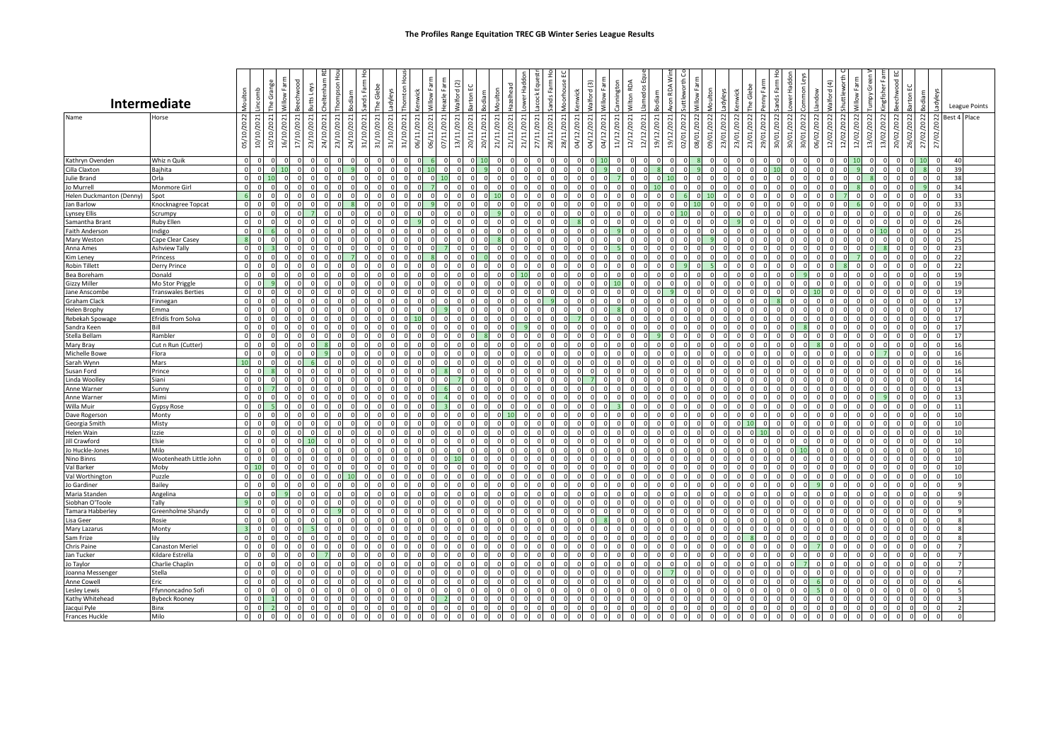# The Profiles Range Equitation TREC GB Winter Series League Results

## Intermediate

| Name | Horse | 05/10/2022 Moulton | 10/10/2021 Lincomb | 10/10/2021 The Grange | 16/10/2021 Willow Farm | 17/10/2021 Beechwood | 23/10/2021 Butts Leys | 24/10/2021 Cheltenham RD | 23/10/2021 Thompson Hou | 24/10/2021 Bodiam | 31/10/2021 Sands Farm Ho | 31/10/2021 The Glebe | 31/10/2021 Ladyleys | 31/10/2021 Thornton Hous | 06/11/2021 Kenwick | 06/11/2021 Willow Farm | 07/11/2021 Hazelle Farm | 13/11/2021 Walford (2) | 20/11/2021 Barton EC | 20/11/2021 Bodiam | 21/11/2021 Moulton | 21/11/2021 Hazelhead | 21/11/2021 Lower Haddon | 27/11/2021 Lacock Equestr | 28/11/2021 Sands Farm Ho | 28/11/2021 Moorhouse EC | 04/12/2021 Kenwick | 04/12/2021 Walford (3) | 04/12/2021 Willow Farm | 11/12/2021 Cannington | 12/12/2021 Wilton RDA | 12/12/2021 Llanedos Eque | 19/12/2021 Bodiam | 19/12/2021 Avon RDA Wint | 02/01/2022 Suttleworth Co | 08/01/2022 Willow Farm | 09/01/2022 Moulton | 23/01/2022 Ladyleys | 23/01/2022 Kenwick | 23/01/2022 The Glebe | 29/01/2022 Penny Farm | 30/01/2022 Sands Farm Ho | 30/01/2022 Lower Haddon | 30/01/2022 Common Leys | 06/02/2022 Llandow | 12/02/2022 Walford (4) | 12/02/2022 Shuttleworth C | 12/02/2022 Willow Farm | 13/02/2022 Tumpy Green V | 13/02/2022 Kingfisher Farm | 20/02/2022 Beechwood EC | 26/02/2022 Barton EC | 27/02/2022 Bodiam | 27/02/2022 Ladyleys | League Points Best 4 | Place |
|---|---|---|---|---|---|---|---|---|---|---|---|---|---|---|---|---|---|---|---|---|---|---|---|---|---|---|---|---|---|---|---|---|---|---|---|---|---|---|---|---|---|---|---|---|---|---|---|---|---|---|---|---|---|---|---|---|
| Kathryn Ovenden | Whiz n Quik | 0 | 0 | 0 | 0 | 0 | 0 | 0 | 0 | 0 | 0 | 0 | 0 | 0 | 0 | 6 | 0 | 0 | 0 | 10 | 0 | 0 | 0 | 0 | 0 | 0 | 0 | 0 | 10 | 0 | 0 | 0 | 0 | 0 | 0 | 8 | 0 | 0 | 0 | 0 | 0 | 0 | 0 | 0 | 0 | 0 | 0 | 10 | 0 | 0 | 0 | 0 | 10 | 0 | 40 | |
| Cilla Claxton | Bajhita | 0 | 0 | 0 | 10 | 0 | 0 | 0 | 0 | 9 | 0 | 0 | 0 | 0 | 0 | 10 | 0 | 0 | 0 | 9 | 0 | 0 | 0 | 0 | 0 | 0 | 0 | 0 | 9 | 0 | 0 | 0 | 0 | 8 | 0 | 9 | 0 | 0 | 0 | 0 | 0 | 10 | 0 | 0 | 0 | 0 | 0 | 9 | 0 | 0 | 0 | 0 | 8 | 0 | 39 | |
| Julie Brand | Orla | 0 | 0 | 10 | 0 | 0 | 0 | 0 | 0 | 0 | 0 | 0 | 0 | 0 | 0 | 0 | 10 | 0 | 0 | 0 | 0 | 0 | 0 | 0 | 0 | 0 | 0 | 0 | 0 | 7 | 0 | 0 | 0 | 10 | 0 | 0 | 0 | 0 | 0 | 0 | 0 | 0 | 0 | 0 | 0 | 0 | 0 | 8 | 0 | 0 | 0 | 0 | 0 | 0 | 38 | |
| Jo Murrell | Monmore Girl | 0 | 0 | 0 | 0 | 0 | 0 | 0 | 0 | 0 | 0 | 0 | 0 | 0 | 0 | 7 | 0 | 0 | 0 | 0 | 0 | 0 | 0 | 0 | 0 | 0 | 0 | 0 | 0 | 0 | 0 | 0 | 10 | 0 | 0 | 0 | 0 | 0 | 0 | 0 | 0 | 0 | 0 | 0 | 0 | 0 | 0 | 8 | 0 | 0 | 0 | 0 | 9 | 0 | 34 | |
| Helen Duckmanton (Denny) | Spot | 6 | 0 | 0 | 0 | 0 | 0 | 0 | 0 | 0 | 0 | 0 | 0 | 0 | 0 | 0 | 0 | 0 | 0 | 0 | 10 | 0 | 0 | 0 | 0 | 0 | 0 | 0 | 0 | 0 | 0 | 0 | 0 | 0 | 6 | 0 | 10 | 0 | 0 | 0 | 0 | 0 | 0 | 0 | 0 | 0 | 7 | 0 | 0 | 0 | 0 | 0 | 0 | 0 | 33 | |
| Jan Barlow | Knocknagree Topcat | 0 | 0 | 0 | 0 | 0 | 0 | 0 | 0 | 8 | 0 | 0 | 0 | 0 | 0 | 9 | 0 | 0 | 0 | 0 | 0 | 0 | 0 | 0 | 0 | 0 | 0 | 0 | 0 | 0 | 0 | 0 | 0 | 0 | 0 | 10 | 0 | 0 | 0 | 0 | 0 | 0 | 0 | 0 | 0 | 0 | 0 | 6 | 0 | 0 | 0 | 0 | 0 | 0 | 33 | |
| Lynsey Ellis | Scrumpy | 0 | 0 | 0 | 0 | 0 | 7 | 0 | 0 | 0 | 0 | 0 | 0 | 0 | 0 | 0 | 0 | 0 | 0 | 0 | 9 | 0 | 0 | 0 | 0 | 0 | 0 | 0 | 0 | 0 | 0 | 0 | 0 | 0 | 10 | 0 | 0 | 0 | 0 | 0 | 0 | 0 | 0 | 0 | 0 | 0 | 0 | 0 | 0 | 0 | 0 | 0 | 0 | 0 | 26 | |
| Samantha Brant | Ruby Ellen | 0 | 0 | 0 | 0 | 0 | 0 | 0 | 0 | 0 | 0 | 0 | 0 | 0 | 9 | 0 | 0 | 0 | 0 | 0 | 0 | 0 | 0 | 0 | 0 | 0 | 8 | 0 | 0 | 0 | 0 | 0 | 0 | 0 | 0 | 0 | 0 | 0 | 9 | 0 | 0 | 0 | 0 | 0 | 0 | 0 | 0 | 0 | 0 | 0 | 0 | 0 | 0 | 0 | 26 | |
| Faith Anderson | Indigo | 0 | 0 | 6 | 0 | 0 | 0 | 0 | 0 | 0 | 0 | 0 | 0 | 0 | 0 | 0 | 0 | 0 | 0 | 0 | 0 | 0 | 0 | 0 | 0 | 0 | 0 | 0 | 0 | 9 | 0 | 0 | 0 | 0 | 0 | 0 | 0 | 0 | 0 | 0 | 0 | 0 | 0 | 0 | 0 | 0 | 0 | 0 | 10 | 0 | 0 | 0 | 0 | 0 | 25 | |
| Mary Weston | Cape Clear Casey | 8 | 0 | 0 | 0 | 0 | 0 | 0 | 0 | 0 | 0 | 0 | 0 | 0 | 0 | 0 | 0 | 0 | 0 | 0 | 8 | 0 | 0 | 0 | 0 | 0 | 0 | 0 | 0 | 0 | 0 | 0 | 0 | 0 | 0 | 0 | 9 | 0 | 0 | 0 | 0 | 0 | 0 | 0 | 0 | 0 | 0 | 0 | 0 | 0 | 0 | 0 | 0 | 0 | 25 | |
| Anna Ames | Ashview Tally | 0 | 0 | 3 | 0 | 0 | 0 | 0 | 0 | 0 | 0 | 0 | 0 | 0 | 0 | 0 | 7 | 0 | 0 | 0 | 0 | 0 | 0 | 0 | 0 | 0 | 0 | 0 | 0 | 5 | 0 | 0 | 0 | 0 | 0 | 0 | 0 | 0 | 0 | 0 | 0 | 0 | 0 | 0 | 0 | 0 | 0 | 0 | 8 | 0 | 0 | 0 | 0 | 0 | 23 | |
| Kim Leney | Princess | 0 | 0 | 0 | 0 | 0 | 0 | 0 | 7 | 0 | 0 | 0 | 0 | 0 | 0 | 8 | 0 | 0 | 0 | 0 | 0 | 0 | 0 | 0 | 0 | 0 | 0 | 0 | 0 | 0 | 0 | 0 | 0 | 0 | 0 | 0 | 0 | 0 | 0 | 0 | 0 | 0 | 0 | 0 | 0 | 0 | 0 | 7 | 0 | 0 | 0 | 0 | 0 | 0 | 22 | |
| Robin Tillett | Derry Prince | 0 | 0 | 0 | 0 | 0 | 0 | 0 | 0 | 0 | 0 | 0 | 0 | 0 | 0 | 0 | 0 | 0 | 0 | 0 | 0 | 0 | 0 | 0 | 0 | 0 | 0 | 0 | 0 | 0 | 0 | 0 | 0 | 0 | 9 | 5 | 0 | 0 | 0 | 0 | 0 | 0 | 0 | 0 | 0 | 0 | 8 | 0 | 0 | 0 | 0 | 0 | 0 | 0 | 22 | |
| Bea Boreham | Donald | 0 | 0 | 0 | 0 | 0 | 0 | 0 | 0 | 0 | 0 | 0 | 0 | 0 | 0 | 0 | 0 | 0 | 0 | 0 | 0 | 0 | 10 | 0 | 0 | 0 | 0 | 0 | 0 | 0 | 0 | 0 | 0 | 0 | 0 | 0 | 0 | 0 | 0 | 0 | 0 | 0 | 9 | 0 | 0 | 0 | 0 | 0 | 0 | 0 | 0 | 0 | 0 | 0 | 19 | |
| Gizzy Miller | Mo Stor Priggle | 0 | 0 | 9 | 0 | 0 | 0 | 0 | 0 | 0 | 0 | 0 | 0 | 0 | 0 | 0 | 0 | 0 | 0 | 0 | 0 | 0 | 0 | 0 | 0 | 0 | 0 | 0 | 0 | 10 | 0 | 0 | 0 | 0 | 0 | 0 | 0 | 0 | 0 | 0 | 0 | 0 | 0 | 0 | 0 | 0 | 0 | 0 | 0 | 0 | 0 | 0 | 0 | 0 | 19 | |
| Jane Anscombe | Transwales Berties | 0 | 0 | 0 | 0 | 0 | 0 | 0 | 0 | 0 | 0 | 0 | 0 | 0 | 0 | 0 | 0 | 0 | 0 | 0 | 0 | 0 | 0 | 0 | 0 | 0 | 0 | 0 | 0 | 0 | 0 | 0 | 0 | 9 | 0 | 0 | 0 | 0 | 0 | 0 | 0 | 0 | 0 | 0 | 10 | 0 | 0 | 0 | 0 | 0 | 0 | 0 | 0 | 0 | 19 | |
| Graham Clack | Finnegan | 0 | 0 | 0 | 0 | 0 | 0 | 0 | 0 | 0 | 0 | 0 | 0 | 0 | 0 | 0 | 0 | 0 | 0 | 0 | 0 | 0 | 0 | 0 | 9 | 0 | 0 | 0 | 0 | 0 | 0 | 0 | 0 | 0 | 0 | 0 | 0 | 0 | 0 | 0 | 0 | 8 | 0 | 0 | 0 | 0 | 0 | 0 | 0 | 0 | 0 | 0 | 0 | 0 | 17 | |
| Helen Brophy | Emma | 0 | 0 | 0 | 0 | 0 | 0 | 0 | 0 | 0 | 0 | 0 | 0 | 0 | 0 | 0 | 9 | 0 | 0 | 0 | 0 | 0 | 0 | 0 | 0 | 0 | 0 | 0 | 0 | 8 | 0 | 0 | 0 | 0 | 0 | 0 | 0 | 0 | 0 | 0 | 0 | 0 | 0 | 0 | 0 | 0 | 0 | 0 | 0 | 0 | 0 | 0 | 0 | 0 | 17 | |
| Rebekah Spowage | Efridis from Solva | 0 | 0 | 0 | 0 | 0 | 0 | 0 | 0 | 0 | 0 | 0 | 0 | 0 | 10 | 0 | 0 | 0 | 0 | 0 | 0 | 0 | 0 | 0 | 0 | 0 | 7 | 0 | 0 | 0 | 0 | 0 | 0 | 0 | 0 | 0 | 0 | 0 | 0 | 0 | 0 | 0 | 0 | 0 | 0 | 0 | 0 | 0 | 0 | 0 | 0 | 0 | 0 | 0 | 17 | |
| Sandra Keen | Bill | 0 | 0 | 0 | 0 | 0 | 0 | 0 | 0 | 0 | 0 | 0 | 0 | 0 | 0 | 0 | 0 | 0 | 0 | 0 | 0 | 0 | 9 | 0 | 0 | 0 | 0 | 0 | 0 | 0 | 0 | 0 | 0 | 0 | 0 | 0 | 0 | 0 | 0 | 0 | 0 | 0 | 8 | 0 | 0 | 0 | 0 | 0 | 0 | 0 | 0 | 0 | 0 | 0 | 17 | |
| Stella Bellam | Rambler | 0 | 0 | 0 | 0 | 0 | 0 | 0 | 0 | 0 | 0 | 0 | 0 | 0 | 0 | 0 | 0 | 0 | 0 | 8 | 0 | 0 | 0 | 0 | 0 | 0 | 0 | 0 | 0 | 0 | 0 | 0 | 9 | 0 | 0 | 0 | 0 | 0 | 0 | 0 | 0 | 0 | 0 | 0 | 0 | 0 | 0 | 0 | 0 | 0 | 0 | 0 | 0 | 0 | 17 | |
| Mary Bray | Cut n Run (Cutter) | 0 | 0 | 0 | 0 | 0 | 0 | 0 | 8 | 0 | 0 | 0 | 0 | 0 | 0 | 0 | 0 | 0 | 0 | 0 | 0 | 0 | 0 | 0 | 0 | 0 | 0 | 0 | 0 | 0 | 0 | 0 | 0 | 0 | 0 | 0 | 0 | 0 | 0 | 0 | 0 | 0 | 0 | 0 | 8 | 0 | 0 | 0 | 0 | 0 | 0 | 0 | 0 | 0 | 16 | |
| Michelle Bowe | Flora | 0 | 0 | 0 | 0 | 0 | 0 | 9 | 0 | 0 | 0 | 0 | 0 | 0 | 0 | 0 | 0 | 0 | 0 | 0 | 0 | 0 | 0 | 0 | 0 | 0 | 0 | 0 | 0 | 0 | 0 | 0 | 0 | 0 | 0 | 0 | 0 | 0 | 0 | 0 | 0 | 0 | 0 | 0 | 0 | 0 | 0 | 0 | 7 | 0 | 0 | 0 | 0 | 0 | 16 | |
| Sarah Wynn | Mars | 10 | 0 | 0 | 0 | 0 | 6 | 0 | 0 | 0 | 0 | 0 | 0 | 0 | 0 | 0 | 0 | 0 | 0 | 0 | 0 | 0 | 0 | 0 | 0 | 0 | 0 | 0 | 0 | 0 | 0 | 0 | 0 | 0 | 0 | 0 | 0 | 0 | 0 | 0 | 0 | 0 | 0 | 0 | 0 | 0 | 0 | 0 | 0 | 0 | 0 | 0 | 0 | 0 | 16 | |
| Susan Ford | Prince | 0 | 0 | 8 | 0 | 0 | 0 | 0 | 0 | 0 | 0 | 0 | 0 | 0 | 0 | 0 | 8 | 0 | 0 | 0 | 0 | 0 | 0 | 0 | 0 | 0 | 0 | 0 | 0 | 0 | 0 | 0 | 0 | 0 | 0 | 0 | 0 | 0 | 0 | 0 | 0 | 0 | 0 | 0 | 0 | 0 | 0 | 0 | 0 | 0 | 0 | 0 | 0 | 0 | 16 | |
| Linda Woolley | Siani | 0 | 0 | 0 | 0 | 0 | 0 | 0 | 0 | 0 | 0 | 0 | 0 | 0 | 0 | 0 | 0 | 7 | 0 | 0 | 0 | 0 | 0 | 0 | 0 | 0 | 0 | 7 | 0 | 0 | 0 | 0 | 0 | 0 | 0 | 0 | 0 | 0 | 0 | 0 | 0 | 0 | 0 | 0 | 0 | 0 | 0 | 0 | 0 | 0 | 0 | 0 | 0 | 0 | 14 | |
| Anne Warner | Sunny | 0 | 0 | 7 | 0 | 0 | 0 | 0 | 0 | 0 | 0 | 0 | 0 | 0 | 0 | 0 | 6 | 0 | 0 | 0 | 0 | 0 | 0 | 0 | 0 | 0 | 0 | 0 | 0 | 0 | 0 | 0 | 0 | 0 | 0 | 0 | 0 | 0 | 0 | 0 | 0 | 0 | 0 | 0 | 0 | 0 | 0 | 0 | 0 | 0 | 0 | 0 | 0 | 0 | 13 | |
| Anne Warner | Mimi | 0 | 0 | 0 | 0 | 0 | 0 | 0 | 0 | 0 | 0 | 0 | 0 | 0 | 0 | 0 | 4 | 0 | 0 | 0 | 0 | 0 | 0 | 0 | 0 | 0 | 0 | 0 | 0 | 0 | 0 | 0 | 0 | 0 | 0 | 0 | 0 | 0 | 0 | 0 | 0 | 0 | 0 | 0 | 0 | 0 | 0 | 0 | 9 | 0 | 0 | 0 | 0 | 0 | 13 | |
| Willa Muir | Gypsy Rose | 0 | 0 | 5 | 0 | 0 | 0 | 0 | 0 | 0 | 0 | 0 | 0 | 0 | 0 | 0 | 3 | 0 | 0 | 0 | 0 | 0 | 0 | 0 | 0 | 0 | 0 | 0 | 0 | 3 | 0 | 0 | 0 | 0 | 0 | 0 | 0 | 0 | 0 | 0 | 0 | 0 | 0 | 0 | 0 | 0 | 0 | 0 | 0 | 0 | 0 | 0 | 0 | 0 | 11 | |
| Dave Rogerson | Monty | 0 | 0 | 0 | 0 | 0 | 0 | 0 | 0 | 0 | 0 | 0 | 0 | 0 | 0 | 0 | 0 | 0 | 0 | 0 | 0 | 10 | 0 | 0 | 0 | 0 | 0 | 0 | 0 | 0 | 0 | 0 | 0 | 0 | 0 | 0 | 0 | 0 | 0 | 0 | 0 | 0 | 0 | 0 | 0 | 0 | 0 | 0 | 0 | 0 | 0 | 0 | 0 | 0 | 10 | |
| Georgia Smith | Misty | 0 | 0 | 0 | 0 | 0 | 0 | 0 | 0 | 0 | 0 | 0 | 0 | 0 | 0 | 0 | 0 | 0 | 0 | 0 | 0 | 0 | 0 | 0 | 0 | 0 | 0 | 0 | 0 | 0 | 0 | 0 | 0 | 0 | 0 | 0 | 0 | 0 | 0 | 10 | 0 | 0 | 0 | 0 | 0 | 0 | 0 | 0 | 0 | 0 | 0 | 0 | 0 | 0 | 10 | |
| Helen Wain | Izzie | 0 | 0 | 0 | 0 | 0 | 0 | 0 | 0 | 0 | 0 | 0 | 0 | 0 | 0 | 0 | 0 | 0 | 0 | 0 | 0 | 0 | 0 | 0 | 0 | 0 | 0 | 0 | 0 | 0 | 0 | 0 | 0 | 0 | 0 | 0 | 0 | 0 | 0 | 0 | 10 | 0 | 0 | 0 | 0 | 0 | 0 | 0 | 0 | 0 | 0 | 0 | 0 | 0 | 10 | |
| Jill Crawford | Elsie | 0 | 0 | 0 | 0 | 0 | 10 | 0 | 0 | 0 | 0 | 0 | 0 | 0 | 0 | 0 | 0 | 0 | 0 | 0 | 0 | 0 | 0 | 0 | 0 | 0 | 0 | 0 | 0 | 0 | 0 | 0 | 0 | 0 | 0 | 0 | 0 | 0 | 0 | 0 | 0 | 0 | 0 | 0 | 0 | 0 | 0 | 0 | 0 | 0 | 0 | 0 | 0 | 0 | 10 | |
| Jo Huckle-Jones | Milo | 0 | 0 | 0 | 0 | 0 | 0 | 0 | 0 | 0 | 0 | 0 | 0 | 0 | 0 | 0 | 0 | 0 | 0 | 0 | 0 | 0 | 0 | 0 | 0 | 0 | 0 | 0 | 0 | 0 | 0 | 0 | 0 | 0 | 0 | 0 | 0 | 0 | 0 | 0 | 0 | 0 | 0 | 10 | 0 | 0 | 0 | 0 | 0 | 0 | 0 | 0 | 0 | 0 | 10 | |
| Nino Binns | Wootenheath Little John | 0 | 0 | 0 | 0 | 0 | 0 | 0 | 0 | 0 | 0 | 0 | 0 | 0 | 0 | 0 | 0 | 10 | 0 | 0 | 0 | 0 | 0 | 0 | 0 | 0 | 0 | 0 | 0 | 0 | 0 | 0 | 0 | 0 | 0 | 0 | 0 | 0 | 0 | 0 | 0 | 0 | 0 | 0 | 0 | 0 | 0 | 0 | 0 | 0 | 0 | 0 | 0 | 0 | 10 | |
| Val Barker | Moby | 0 | 10 | 0 | 0 | 0 | 0 | 0 | 0 | 0 | 0 | 0 | 0 | 0 | 0 | 0 | 0 | 0 | 0 | 0 | 0 | 0 | 0 | 0 | 0 | 0 | 0 | 0 | 0 | 0 | 0 | 0 | 0 | 0 | 0 | 0 | 0 | 0 | 0 | 0 | 0 | 0 | 0 | 0 | 0 | 0 | 0 | 0 | 0 | 0 | 0 | 0 | 0 | 0 | 10 | |
| Val Worthington | Puzzle | 0 | 0 | 0 | 0 | 0 | 0 | 0 | 0 | 0 | 10 | 0 | 0 | 0 | 0 | 0 | 0 | 0 | 0 | 0 | 0 | 0 | 0 | 0 | 0 | 0 | 0 | 0 | 0 | 0 | 0 | 0 | 0 | 0 | 0 | 0 | 0 | 0 | 0 | 0 | 0 | 0 | 0 | 0 | 0 | 0 | 0 | 0 | 0 | 0 | 0 | 0 | 0 | 0 | 10 | |
| Jo Gardiner | Bailey | 0 | 0 | 0 | 0 | 0 | 0 | 0 | 0 | 0 | 0 | 0 | 0 | 0 | 0 | 0 | 0 | 0 | 0 | 0 | 0 | 0 | 0 | 0 | 0 | 0 | 0 | 0 | 0 | 0 | 0 | 0 | 0 | 0 | 0 | 0 | 0 | 0 | 0 | 0 | 0 | 0 | 0 | 0 | 9 | 0 | 0 | 0 | 0 | 0 | 0 | 0 | 0 | 0 | 9 | |
| Maria Standen | Angelina | 0 | 0 | 9 | 0 | 0 | 0 | 0 | 0 | 0 | 0 | 0 | 0 | 0 | 0 | 0 | 0 | 0 | 0 | 0 | 0 | 0 | 0 | 0 | 0 | 0 | 0 | 0 | 0 | 0 | 0 | 0 | 0 | 0 | 0 | 0 | 0 | 0 | 0 | 0 | 0 | 0 | 0 | 0 | 0 | 0 | 0 | 0 | 0 | 0 | 0 | 0 | 0 | 0 | 9 | |
| Siobhan O'Toole | Tally | 9 | 0 | 0 | 0 | 0 | 0 | 0 | 0 | 0 | 0 | 0 | 0 | 0 | 0 | 0 | 0 | 0 | 0 | 0 | 0 | 0 | 0 | 0 | 0 | 0 | 0 | 0 | 0 | 0 | 0 | 0 | 0 | 0 | 0 | 0 | 0 | 0 | 0 | 0 | 0 | 0 | 0 | 0 | 0 | 0 | 0 | 0 | 0 | 0 | 0 | 0 | 0 | 0 | 9 | |
| Tamara Habberley | Greenholme Shandy | 0 | 0 | 0 | 0 | 0 | 0 | 0 | 9 | 0 | 0 | 0 | 0 | 0 | 0 | 0 | 0 | 0 | 0 | 0 | 0 | 0 | 0 | 0 | 0 | 0 | 0 | 0 | 0 | 0 | 0 | 0 | 0 | 0 | 0 | 0 | 0 | 0 | 0 | 0 | 0 | 0 | 0 | 0 | 0 | 0 | 0 | 0 | 0 | 0 | 0 | 0 | 0 | 0 | 9 | |
| Lisa Geer | Rosie | 0 | 0 | 0 | 0 | 0 | 0 | 0 | 0 | 0 | 0 | 0 | 0 | 0 | 0 | 0 | 0 | 0 | 0 | 0 | 0 | 0 | 0 | 0 | 0 | 0 | 0 | 8 | 0 | 0 | 0 | 0 | 0 | 0 | 0 | 0 | 0 | 0 | 0 | 0 | 0 | 0 | 0 | 0 | 0 | 0 | 0 | 0 | 0 | 0 | 0 | 0 | 0 | 0 | 8 | |
| Mary Lazarus | Monty | 3 | 0 | 0 | 0 | 0 | 0 | 5 | 0 | 0 | 0 | 0 | 0 | 0 | 0 | 0 | 0 | 0 | 0 | 0 | 0 | 0 | 0 | 0 | 0 | 0 | 0 | 0 | 0 | 0 | 0 | 0 | 0 | 0 | 0 | 0 | 0 | 0 | 0 | 0 | 0 | 0 | 0 | 0 | 0 | 0 | 0 | 0 | 0 | 0 | 0 | 0 | 0 | 0 | 8 | |
| Sam Frize | lily | 0 | 0 | 0 | 0 | 0 | 0 | 0 | 0 | 0 | 0 | 0 | 0 | 0 | 0 | 0 | 0 | 0 | 0 | 0 | 0 | 0 | 0 | 0 | 0 | 0 | 0 | 0 | 0 | 0 | 0 | 0 | 0 | 0 | 0 | 0 | 0 | 0 | 0 | 8 | 0 | 0 | 0 | 0 | 0 | 0 | 0 | 0 | 0 | 0 | 0 | 0 | 0 | 0 | 8 | |
| Chris Paine | Canaston Meriel | 0 | 0 | 0 | 0 | 0 | 0 | 0 | 0 | 0 | 0 | 0 | 0 | 0 | 0 | 0 | 0 | 0 | 0 | 0 | 0 | 0 | 0 | 0 | 0 | 0 | 0 | 0 | 0 | 0 | 0 | 0 | 0 | 0 | 0 | 0 | 0 | 0 | 0 | 0 | 0 | 0 | 0 | 0 | 7 | 0 | 0 | 0 | 0 | 0 | 0 | 0 | 0 | 0 | 7 | |
| Jan Tucker | Kildare Estrella | 0 | 0 | 0 | 0 | 0 | 0 | 7 | 0 | 0 | 0 | 0 | 0 | 0 | 0 | 0 | 0 | 0 | 0 | 0 | 0 | 0 | 0 | 0 | 0 | 0 | 0 | 0 | 0 | 0 | 0 | 0 | 0 | 0 | 0 | 0 | 0 | 0 | 0 | 0 | 0 | 0 | 0 | 0 | 0 | 0 | 0 | 0 | 0 | 0 | 0 | 0 | 0 | 0 | 7 | |
| Jo Taylor | Charlie Chaplin | 0 | 0 | 0 | 0 | 0 | 0 | 0 | 0 | 0 | 0 | 0 | 0 | 0 | 0 | 0 | 0 | 0 | 0 | 0 | 0 | 0 | 0 | 0 | 0 | 0 | 0 | 0 | 0 | 0 | 0 | 0 | 0 | 0 | 0 | 0 | 0 | 0 | 0 | 0 | 0 | 0 | 7 | 0 | 0 | 0 | 0 | 0 | 0 | 0 | 0 | 0 | 0 | 0 | 7 | |
| Joanna Messenger | Stella | 0 | 0 | 0 | 0 | 0 | 0 | 0 | 0 | 0 | 0 | 0 | 0 | 0 | 0 | 0 | 0 | 0 | 0 | 0 | 0 | 0 | 0 | 0 | 0 | 0 | 0 | 0 | 0 | 0 | 0 | 0 | 0 | 7 | 0 | 0 | 0 | 0 | 0 | 0 | 0 | 0 | 0 | 0 | 0 | 0 | 0 | 0 | 0 | 0 | 0 | 0 | 0 | 0 | 7 | |
| Anne Cowell | Eric | 0 | 0 | 0 | 0 | 0 | 0 | 0 | 0 | 0 | 0 | 0 | 0 | 0 | 0 | 0 | 0 | 0 | 0 | 0 | 0 | 0 | 0 | 0 | 0 | 0 | 0 | 0 | 0 | 0 | 0 | 0 | 0 | 0 | 0 | 0 | 0 | 0 | 0 | 0 | 0 | 0 | 0 | 0 | 6 | 0 | 0 | 0 | 0 | 0 | 0 | 0 | 0 | 0 | 6 | |
| Lesley Lewis | Ffynnoncadno Sofi | 0 | 0 | 0 | 0 | 0 | 0 | 0 | 0 | 0 | 0 | 0 | 0 | 0 | 0 | 0 | 0 | 0 | 0 | 0 | 0 | 0 | 0 | 0 | 0 | 0 | 0 | 0 | 0 | 0 | 0 | 0 | 0 | 0 | 0 | 0 | 0 | 0 | 0 | 0 | 0 | 0 | 0 | 0 | 5 | 0 | 0 | 0 | 0 | 0 | 0 | 0 | 0 | 0 | 5 | |
| Kathy Whitehead | Bybeck Rooney | 0 | 0 | 1 | 0 | 0 | 0 | 0 | 0 | 0 | 0 | 0 | 0 | 0 | 0 | 0 | 2 | 0 | 0 | 0 | 0 | 0 | 0 | 0 | 0 | 0 | 0 | 0 | 0 | 0 | 0 | 0 | 0 | 0 | 0 | 0 | 0 | 0 | 0 | 0 | 0 | 0 | 0 | 0 | 0 | 0 | 0 | 0 | 0 | 0 | 0 | 0 | 0 | 0 | 3 | |
| Jacqui Pyle | Binx | 0 | 0 | 2 | 0 | 0 | 0 | 0 | 0 | 0 | 0 | 0 | 0 | 0 | 0 | 0 | 0 | 0 | 0 | 0 | 0 | 0 | 0 | 0 | 0 | 0 | 0 | 0 | 0 | 0 | 0 | 0 | 0 | 0 | 0 | 0 | 0 | 0 | 0 | 0 | 0 | 0 | 0 | 0 | 0 | 0 | 0 | 0 | 0 | 0 | 0 | 0 | 0 | 0 | 2 | |
| Frances Huckle | Milo | 0 | 0 | 0 | 0 | 0 | 0 | 0 | 0 | 0 | 0 | 0 | 0 | 0 | 0 | 0 | 0 | 0 | 0 | 0 | 0 | 0 | 0 | 0 | 0 | 0 | 0 | 0 | 0 | 0 | 0 | 0 | 0 | 0 | 0 | 0 | 0 | 0 | 0 | 0 | 0 | 0 | 0 | 0 | 0 | 0 | 0 | 0 | 0 | 0 | 0 | 0 | 0 | 0 | 0 | |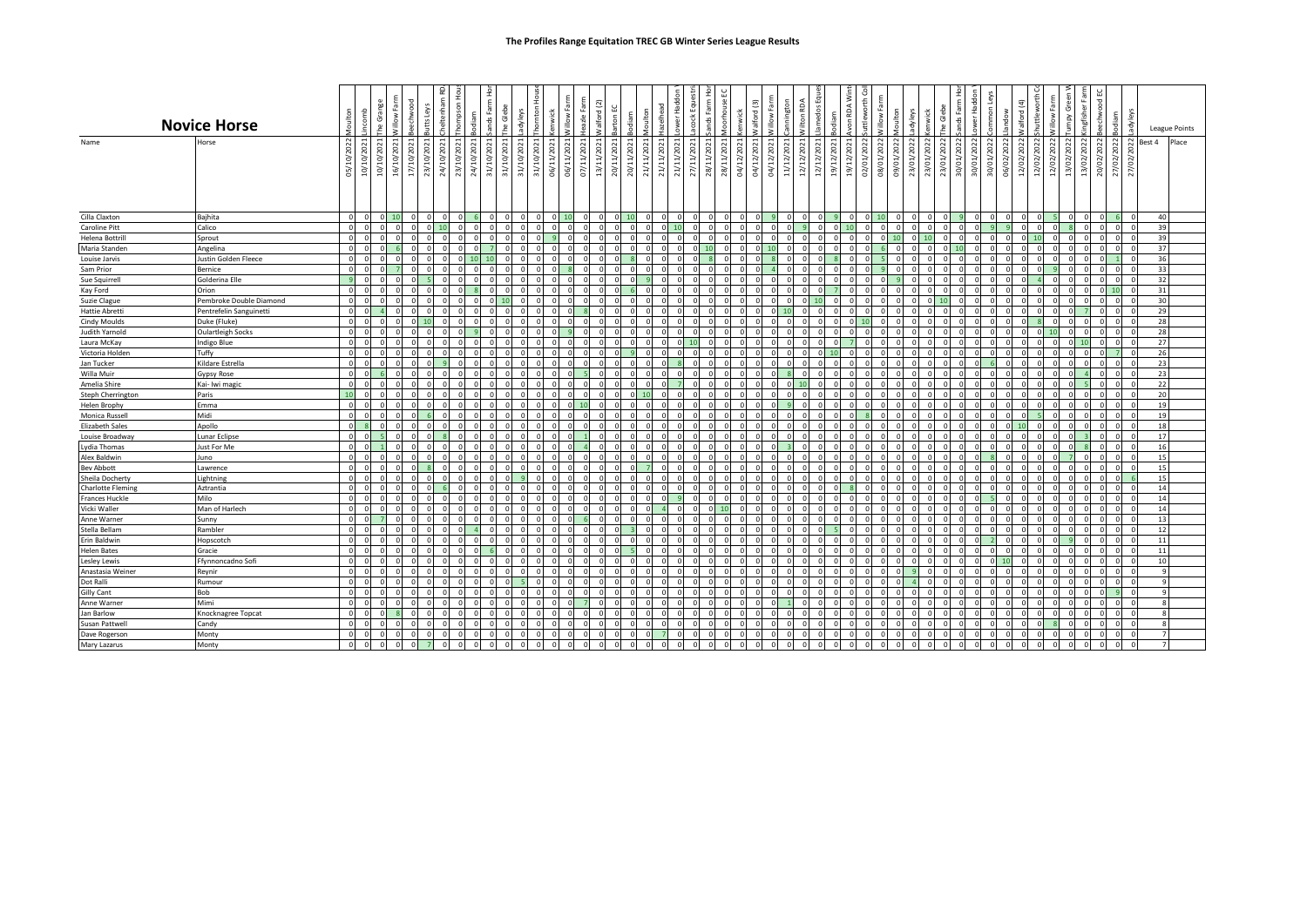# The Profiles Range Equitation TREC GB Winter Series League Results

## Novice Horse

| Name | Horse | 05/10/2022 Moulton | 10/10/2021 Lincomb | 10/10/2021 The Grange | 16/10/2021 Willow Farm | 17/10/2021 Beechwood | 23/10/2021 Butts Leys | 24/10/2021 Cheltenham RD | 23/10/2021 Thompson Hou | 24/10/2021 Bodiam | 31/10/2021 Sands Farm Hor | 31/10/2021 The Glebe | 31/10/2021 Ladyleys | 31/10/2021 Thornton Hous | 06/11/2021 Kenwick | 06/11/2021 Willow Farm | 07/11/2021 Heazle Farm | 13/11/2021 Walford (2) | 20/11/2021 Barton EC | 20/11/2021 Bodiam | 21/11/2021 Moulton | 21/11/2021 Hazelhead | 21/11/2021 Lower Haddon | 27/11/2021 Lacock Equestri | 28/11/2021 Sands Farm Hor | 28/11/2021 Moorhouse EC | 04/12/2021 Kenwick | 04/12/2021 Walford (3) | 04/12/2021 Willow Farm | 11/12/2021 Cannington | 12/12/2021 Wilton RDA | 12/12/2021 Llanedos Eques | 19/12/2021 Bodiam | 19/12/2021 Avon RDA Wint | 02/01/2022 Suttleworth Col | 08/01/2022 Willow Farm | 09/01/2022 Moulton | 23/01/2022 Ladyleys | 23/01/2022 Kenwick | 23/01/2022 The Glebe | 30/01/2022 Sands Farm Hor | 30/01/2022 Lower Haddon | 30/01/2022 Common Leys | 06/02/2022 Llandow | 12/02/2022 Walford (4) | 12/02/2022 Shuttleworth C | 12/02/2022 Willow Farm | 13/02/2022 Tumpy Green | 13/02/2022 Kingfisher Farm | 20/02/2022 Beechwood EC | 27/02/2022 Bodiam | 27/02/2022 Ladyleys | Best 4 | Place |
|---|---|---|---|---|---|---|---|---|---|---|---|---|---|---|---|---|---|---|---|---|---|---|---|---|---|---|---|---|---|---|---|---|---|---|---|---|---|---|---|---|---|---|---|---|---|---|---|---|---|---|---|---|---|---|
| Cilla Claxton | Bajhita | 0 | 0 | 0 | 10 | 0 | 0 | 0 | 0 | 6 | 0 | 0 | 0 | 0 | 0 | 10 | 0 | 0 | 0 | 10 | 0 | 0 | 0 | 0 | 0 | 0 | 0 | 0 | 9 | 0 | 0 | 0 | 0 | 9 | 0 | 10 | 0 | 0 | 0 | 0 | 9 | 0 | 0 | 0 | 0 | 0 | 5 | 0 | 0 | 0 | 6 | 0 | 40 | |
| Caroline Pitt | Calico | 0 | 0 | 0 | 0 | 0 | 0 | 10 | 0 | 0 | 0 | 0 | 0 | 0 | 0 | 0 | 0 | 0 | 0 | 0 | 0 | 0 | 10 | 0 | 0 | 0 | 0 | 0 | 0 | 0 | 9 | 0 | 10 | 0 | 0 | 0 | 0 | 0 | 0 | 0 | 0 | 0 | 9 | 9 | 0 | 0 | 0 | 8 | 0 | 0 | 0 | 0 | 39 | |
| Helena Bottrill | Sprout | 0 | 0 | 0 | 0 | 0 | 0 | 0 | 0 | 0 | 0 | 0 | 0 | 0 | 9 | 0 | 0 | 0 | 0 | 0 | 0 | 0 | 0 | 0 | 0 | 0 | 0 | 0 | 0 | 0 | 0 | 0 | 0 | 0 | 0 | 0 | 10 | 0 | 10 | 0 | 0 | 0 | 0 | 0 | 0 | 0 | 10 | 0 | 0 | 0 | 0 | 0 | 39 | |
| Maria Standen | Angelina | 0 | 0 | 0 | 6 | 0 | 0 | 0 | 0 | 0 | 7 | 0 | 0 | 0 | 0 | 0 | 0 | 0 | 0 | 0 | 0 | 0 | 0 | 0 | 10 | 0 | 0 | 0 | 10 | 0 | 0 | 0 | 0 | 0 | 0 | 6 | 0 | 0 | 0 | 0 | 10 | 0 | 0 | 0 | 0 | 0 | 0 | 0 | 0 | 0 | 0 | 0 | 37 | |
| Louise Jarvis | Justin Golden Fleece | 0 | 0 | 0 | 0 | 0 | 0 | 0 | 0 | 10 | 10 | 0 | 0 | 0 | 0 | 0 | 0 | 0 | 0 | 8 | 0 | 0 | 0 | 0 | 0 | 8 | 0 | 0 | 8 | 0 | 0 | 0 | 8 | 0 | 0 | 5 | 0 | 0 | 0 | 0 | 0 | 0 | 0 | 0 | 0 | 0 | 0 | 0 | 0 | 0 | 1 | 0 | 36 | |
| Sam Prior | Bernice | 0 | 0 | 0 | 7 | 0 | 0 | 0 | 0 | 0 | 0 | 0 | 0 | 0 | 0 | 8 | 0 | 0 | 0 | 0 | 0 | 0 | 0 | 0 | 0 | 0 | 0 | 0 | 4 | 0 | 0 | 0 | 0 | 0 | 0 | 9 | 0 | 0 | 0 | 0 | 0 | 0 | 0 | 0 | 0 | 0 | 9 | 0 | 0 | 0 | 0 | 0 | 33 | |
| Sue Squirrell | Golderina Elle | 9 | 0 | 0 | 0 | 0 | 5 | 0 | 0 | 0 | 0 | 0 | 0 | 0 | 0 | 0 | 0 | 0 | 0 | 0 | 9 | 0 | 0 | 0 | 0 | 0 | 0 | 0 | 0 | 0 | 0 | 0 | 0 | 0 | 0 | 0 | 9 | 0 | 0 | 0 | 0 | 0 | 0 | 0 | 0 | 4 | 0 | 0 | 0 | 0 | 0 | 0 | 32 | |
| Kay Ford | Orion | 0 | 0 | 0 | 0 | 0 | 0 | 0 | 0 | 8 | 0 | 0 | 0 | 0 | 0 | 0 | 0 | 0 | 0 | 6 | 0 | 0 | 0 | 0 | 0 | 0 | 0 | 0 | 0 | 0 | 0 | 0 | 7 | 0 | 0 | 0 | 0 | 0 | 0 | 0 | 0 | 0 | 0 | 0 | 0 | 0 | 0 | 0 | 0 | 0 | 10 | 0 | 31 | |
| Suzie Clague | Pembroke Double Diamond | 0 | 0 | 0 | 0 | 0 | 0 | 0 | 0 | 0 | 0 | 10 | 0 | 0 | 0 | 0 | 0 | 0 | 0 | 0 | 0 | 0 | 0 | 0 | 0 | 0 | 0 | 0 | 0 | 0 | 0 | 10 | 0 | 0 | 0 | 0 | 0 | 0 | 0 | 10 | 0 | 0 | 0 | 0 | 0 | 0 | 0 | 0 | 0 | 0 | 0 | 0 | 30 | |
| Hattie Abretti | Pentrefelin Sanguinetti | 0 | 0 | 4 | 0 | 0 | 0 | 0 | 0 | 0 | 0 | 0 | 0 | 0 | 0 | 0 | 8 | 0 | 0 | 0 | 0 | 0 | 0 | 0 | 0 | 0 | 0 | 0 | 0 | 10 | 0 | 0 | 0 | 0 | 0 | 0 | 0 | 0 | 0 | 0 | 0 | 0 | 0 | 0 | 0 | 0 | 0 | 0 | 7 | 0 | 0 | 0 | 29 | |
| Cindy Moulds | Duke (Fluke) | 0 | 0 | 0 | 0 | 0 | 0 | 10 | 0 | 0 | 0 | 0 | 0 | 0 | 0 | 0 | 0 | 0 | 0 | 0 | 0 | 0 | 0 | 0 | 0 | 0 | 0 | 0 | 0 | 0 | 0 | 0 | 0 | 0 | 10 | 0 | 0 | 0 | 0 | 0 | 0 | 0 | 0 | 0 | 0 | 8 | 0 | 0 | 0 | 0 | 0 | 0 | 28 | |
| Judith Yarnold | Oulartleigh Socks | 0 | 0 | 0 | 0 | 0 | 0 | 0 | 0 | 9 | 0 | 0 | 0 | 0 | 0 | 9 | 0 | 0 | 0 | 0 | 0 | 0 | 0 | 0 | 0 | 0 | 0 | 0 | 0 | 0 | 0 | 0 | 0 | 0 | 0 | 0 | 0 | 0 | 0 | 0 | 0 | 0 | 0 | 0 | 0 | 0 | 10 | 0 | 0 | 0 | 0 | 0 | 28 | |
| Laura McKay | Indigo Blue | 0 | 0 | 0 | 0 | 0 | 0 | 0 | 0 | 0 | 0 | 0 | 0 | 0 | 0 | 0 | 0 | 0 | 0 | 0 | 0 | 0 | 10 | 0 | 0 | 0 | 0 | 0 | 0 | 0 | 0 | 0 | 0 | 7 | 0 | 0 | 0 | 0 | 0 | 0 | 0 | 0 | 0 | 0 | 0 | 0 | 0 | 10 | 0 | 0 | 0 | 0 | 27 | |
| Victoria Holden | Tuffy | 0 | 0 | 0 | 0 | 0 | 0 | 0 | 0 | 0 | 0 | 0 | 0 | 0 | 0 | 0 | 0 | 0 | 0 | 9 | 0 | 0 | 0 | 0 | 0 | 0 | 0 | 0 | 0 | 0 | 0 | 0 | 10 | 0 | 0 | 0 | 0 | 0 | 0 | 0 | 0 | 0 | 0 | 0 | 0 | 0 | 0 | 0 | 0 | 0 | 7 | 0 | 26 | |
| Jan Tucker | Kildare Estrella | 0 | 0 | 0 | 0 | 0 | 0 | 9 | 0 | 0 | 0 | 0 | 0 | 0 | 0 | 0 | 0 | 0 | 0 | 0 | 0 | 8 | 0 | 0 | 0 | 0 | 0 | 0 | 0 | 0 | 0 | 0 | 0 | 0 | 0 | 0 | 0 | 0 | 0 | 0 | 0 | 0 | 6 | 0 | 0 | 0 | 0 | 0 | 0 | 0 | 0 | 0 | 23 | |
| Willa Muir | Gypsy Rose | 0 | 0 | 6 | 0 | 0 | 0 | 0 | 0 | 0 | 0 | 0 | 0 | 0 | 0 | 0 | 5 | 0 | 0 | 0 | 0 | 0 | 0 | 0 | 0 | 0 | 0 | 0 | 0 | 8 | 0 | 0 | 0 | 0 | 0 | 0 | 0 | 0 | 0 | 0 | 0 | 0 | 0 | 0 | 0 | 0 | 0 | 0 | 4 | 0 | 0 | 0 | 23 | |
| Amelia Shire | Kai- Iwi magic | 0 | 0 | 0 | 0 | 0 | 0 | 0 | 0 | 0 | 0 | 0 | 0 | 0 | 0 | 0 | 0 | 0 | 0 | 0 | 0 | 0 | 7 | 0 | 0 | 0 | 0 | 0 | 0 | 0 | 10 | 0 | 0 | 0 | 0 | 0 | 0 | 0 | 0 | 0 | 0 | 0 | 0 | 0 | 0 | 0 | 0 | 0 | 5 | 0 | 0 | 0 | 22 | |
| Steph Cherrington | Paris | 10 | 0 | 0 | 0 | 0 | 0 | 0 | 0 | 0 | 0 | 0 | 0 | 0 | 0 | 0 | 0 | 0 | 0 | 0 | 10 | 0 | 0 | 0 | 0 | 0 | 0 | 0 | 0 | 0 | 0 | 0 | 0 | 0 | 0 | 0 | 0 | 0 | 0 | 0 | 0 | 0 | 0 | 0 | 0 | 0 | 0 | 0 | 0 | 0 | 0 | 0 | 20 | |
| Helen Brophy | Emma | 0 | 0 | 0 | 0 | 0 | 0 | 0 | 0 | 0 | 0 | 0 | 0 | 0 | 0 | 0 | 10 | 0 | 0 | 0 | 0 | 0 | 0 | 0 | 0 | 0 | 0 | 0 | 0 | 9 | 0 | 0 | 0 | 0 | 0 | 0 | 0 | 0 | 0 | 0 | 0 | 0 | 0 | 0 | 0 | 0 | 0 | 0 | 0 | 0 | 0 | 0 | 19 | |
| Monica Russell | Midi | 0 | 0 | 0 | 0 | 0 | 6 | 0 | 0 | 0 | 0 | 0 | 0 | 0 | 0 | 0 | 0 | 0 | 0 | 0 | 0 | 0 | 0 | 0 | 0 | 0 | 0 | 0 | 0 | 0 | 0 | 0 | 0 | 0 | 8 | 0 | 0 | 0 | 0 | 0 | 0 | 0 | 0 | 0 | 0 | 5 | 0 | 0 | 0 | 0 | 0 | 0 | 19 | |
| Elizabeth Sales | Apollo | 0 | 8 | 0 | 0 | 0 | 0 | 0 | 0 | 0 | 0 | 0 | 0 | 0 | 0 | 0 | 0 | 0 | 0 | 0 | 0 | 0 | 0 | 0 | 0 | 0 | 0 | 0 | 0 | 0 | 0 | 0 | 0 | 0 | 0 | 0 | 0 | 0 | 0 | 0 | 0 | 0 | 0 | 0 | 10 | 0 | 0 | 0 | 0 | 0 | 0 | 0 | 18 | |
| Louise Broadway | Lunar Eclipse | 0 | 0 | 5 | 0 | 0 | 0 | 8 | 0 | 0 | 0 | 0 | 0 | 0 | 0 | 0 | 1 | 0 | 0 | 0 | 0 | 0 | 0 | 0 | 0 | 0 | 0 | 0 | 0 | 0 | 0 | 0 | 0 | 0 | 0 | 0 | 0 | 0 | 0 | 0 | 0 | 0 | 0 | 0 | 0 | 0 | 0 | 0 | 3 | 0 | 0 | 0 | 17 | |
| Lydia Thomas | Just For Me | 0 | 0 | 1 | 0 | 0 | 0 | 0 | 0 | 0 | 0 | 0 | 0 | 0 | 0 | 0 | 4 | 0 | 0 | 0 | 0 | 0 | 0 | 0 | 0 | 0 | 0 | 0 | 0 | 3 | 0 | 0 | 0 | 0 | 0 | 0 | 0 | 0 | 0 | 0 | 0 | 0 | 0 | 0 | 0 | 0 | 0 | 0 | 8 | 0 | 0 | 0 | 16 | |
| Alex Baldwin | Juno | 0 | 0 | 0 | 0 | 0 | 0 | 0 | 0 | 0 | 0 | 0 | 0 | 0 | 0 | 0 | 0 | 0 | 0 | 0 | 0 | 0 | 0 | 0 | 0 | 0 | 0 | 0 | 0 | 0 | 0 | 0 | 0 | 0 | 0 | 0 | 0 | 0 | 0 | 0 | 0 | 0 | 8 | 0 | 0 | 0 | 0 | 7 | 0 | 0 | 0 | 0 | 15 | |
| Bev Abbott | Lawrence | 0 | 0 | 0 | 0 | 0 | 8 | 0 | 0 | 0 | 0 | 0 | 0 | 0 | 0 | 0 | 0 | 0 | 0 | 0 | 7 | 0 | 0 | 0 | 0 | 0 | 0 | 0 | 0 | 0 | 0 | 0 | 0 | 0 | 0 | 0 | 0 | 0 | 0 | 0 | 0 | 0 | 0 | 0 | 0 | 0 | 0 | 0 | 0 | 0 | 0 | 0 | 15 | |
| Sheila Docherty | Lightning | 0 | 0 | 0 | 0 | 0 | 0 | 0 | 0 | 0 | 0 | 0 | 9 | 0 | 0 | 0 | 0 | 0 | 0 | 0 | 0 | 0 | 0 | 0 | 0 | 0 | 0 | 0 | 0 | 0 | 0 | 0 | 0 | 0 | 0 | 0 | 0 | 0 | 0 | 0 | 0 | 0 | 0 | 0 | 0 | 0 | 0 | 0 | 0 | 0 | 0 | 6 | 15 | |
| Charlotte Fleming | Aztrantia | 0 | 0 | 0 | 0 | 0 | 6 | 0 | 0 | 0 | 0 | 0 | 0 | 0 | 0 | 0 | 0 | 0 | 0 | 0 | 0 | 0 | 0 | 0 | 0 | 0 | 0 | 0 | 0 | 0 | 0 | 0 | 0 | 0 | 8 | 0 | 0 | 0 | 0 | 0 | 0 | 0 | 0 | 0 | 0 | 0 | 0 | 0 | 0 | 0 | 0 | 0 | 14 | |
| Frances Huckle | Milo | 0 | 0 | 0 | 0 | 0 | 0 | 0 | 0 | 0 | 0 | 0 | 0 | 0 | 0 | 0 | 0 | 0 | 0 | 0 | 0 | 0 | 9 | 0 | 0 | 0 | 0 | 0 | 0 | 0 | 0 | 0 | 0 | 0 | 0 | 0 | 0 | 0 | 0 | 0 | 0 | 5 | 0 | 0 | 0 | 0 | 0 | 0 | 0 | 0 | 0 | 0 | 14 | |
| Vicki Waller | Man of Harlech | 0 | 0 | 0 | 0 | 0 | 0 | 0 | 0 | 0 | 0 | 0 | 0 | 0 | 0 | 0 | 0 | 0 | 0 | 0 | 0 | 4 | 0 | 0 | 0 | 10 | 0 | 0 | 0 | 0 | 0 | 0 | 0 | 0 | 0 | 0 | 0 | 0 | 0 | 0 | 0 | 0 | 0 | 0 | 0 | 0 | 0 | 0 | 0 | 0 | 0 | 0 | 14 | |
| Anne Warner | Sunny | 0 | 0 | 7 | 0 | 0 | 0 | 0 | 0 | 0 | 0 | 0 | 0 | 0 | 0 | 0 | 6 | 0 | 0 | 0 | 0 | 0 | 0 | 0 | 0 | 0 | 0 | 0 | 0 | 0 | 0 | 0 | 0 | 0 | 0 | 0 | 0 | 0 | 0 | 0 | 0 | 0 | 0 | 0 | 0 | 0 | 0 | 0 | 0 | 0 | 0 | 0 | 13 | |
| Stella Bellam | Rambler | 0 | 0 | 0 | 0 | 0 | 0 | 0 | 0 | 4 | 0 | 0 | 0 | 0 | 0 | 0 | 0 | 0 | 0 | 3 | 0 | 0 | 0 | 0 | 0 | 0 | 0 | 0 | 0 | 0 | 0 | 0 | 5 | 0 | 0 | 0 | 0 | 0 | 0 | 0 | 0 | 0 | 0 | 0 | 0 | 0 | 0 | 0 | 0 | 0 | 0 | 0 | 12 | |
| Erin Baldwin | Hopscotch | 0 | 0 | 0 | 0 | 0 | 0 | 0 | 0 | 0 | 0 | 0 | 0 | 0 | 0 | 0 | 0 | 0 | 0 | 0 | 0 | 0 | 0 | 0 | 0 | 0 | 0 | 0 | 0 | 0 | 0 | 0 | 0 | 0 | 0 | 0 | 0 | 0 | 0 | 0 | 0 | 0 | 2 | 0 | 0 | 0 | 0 | 9 | 0 | 0 | 0 | 0 | 11 | |
| Helen Bates | Gracie | 0 | 0 | 0 | 0 | 0 | 0 | 0 | 0 | 0 | 6 | 0 | 0 | 0 | 0 | 0 | 0 | 0 | 0 | 5 | 0 | 0 | 0 | 0 | 0 | 0 | 0 | 0 | 0 | 0 | 0 | 0 | 0 | 0 | 0 | 0 | 0 | 0 | 0 | 0 | 0 | 0 | 0 | 0 | 0 | 0 | 0 | 0 | 0 | 0 | 0 | 0 | 11 | |
| Lesley Lewis | Ffynnoncadno Sofi | 0 | 0 | 0 | 0 | 0 | 0 | 0 | 0 | 0 | 0 | 0 | 0 | 0 | 0 | 0 | 0 | 0 | 0 | 0 | 0 | 0 | 0 | 0 | 0 | 0 | 0 | 0 | 0 | 0 | 0 | 0 | 0 | 0 | 0 | 0 | 0 | 0 | 0 | 0 | 0 | 0 | 0 | 10 | 0 | 0 | 0 | 0 | 0 | 0 | 0 | 0 | 10 | |
| Anastasia Weiner | Reynir | 0 | 0 | 0 | 0 | 0 | 0 | 0 | 0 | 0 | 0 | 0 | 0 | 0 | 0 | 0 | 0 | 0 | 0 | 0 | 0 | 0 | 0 | 0 | 0 | 0 | 0 | 0 | 0 | 0 | 0 | 0 | 0 | 0 | 0 | 0 | 0 | 9 | 0 | 0 | 0 | 0 | 0 | 0 | 0 | 0 | 0 | 0 | 0 | 0 | 0 | 0 | 9 | |
| Dot Ralli | Rumour | 0 | 0 | 0 | 0 | 0 | 0 | 0 | 0 | 0 | 0 | 0 | 5 | 0 | 0 | 0 | 0 | 0 | 0 | 0 | 0 | 0 | 0 | 0 | 0 | 0 | 0 | 0 | 0 | 0 | 0 | 0 | 0 | 0 | 0 | 0 | 0 | 4 | 0 | 0 | 0 | 0 | 0 | 0 | 0 | 0 | 0 | 0 | 0 | 0 | 0 | 0 | 9 | |
| Gilly Cant | Bob | 0 | 0 | 0 | 0 | 0 | 0 | 0 | 0 | 0 | 0 | 0 | 0 | 0 | 0 | 0 | 0 | 0 | 0 | 0 | 0 | 0 | 0 | 0 | 0 | 0 | 0 | 0 | 0 | 0 | 0 | 0 | 0 | 0 | 0 | 0 | 0 | 0 | 0 | 0 | 0 | 0 | 0 | 0 | 0 | 0 | 0 | 0 | 0 | 9 | 0 | 0 | 9 | |
| Anne Warner | Mimi | 0 | 0 | 0 | 0 | 0 | 0 | 0 | 0 | 0 | 0 | 0 | 0 | 0 | 0 | 0 | 7 | 0 | 0 | 0 | 0 | 0 | 0 | 0 | 0 | 0 | 0 | 0 | 0 | 1 | 0 | 0 | 0 | 0 | 0 | 0 | 0 | 0 | 0 | 0 | 0 | 0 | 0 | 0 | 0 | 0 | 0 | 0 | 0 | 0 | 0 | 0 | 8 | |
| Jan Barlow | Knocknagree Topcat | 0 | 0 | 0 | 8 | 0 | 0 | 0 | 0 | 0 | 0 | 0 | 0 | 0 | 0 | 0 | 0 | 0 | 0 | 0 | 0 | 0 | 0 | 0 | 0 | 0 | 0 | 0 | 0 | 0 | 0 | 0 | 0 | 0 | 0 | 0 | 0 | 0 | 0 | 0 | 0 | 0 | 0 | 0 | 0 | 0 | 0 | 0 | 0 | 0 | 0 | 0 | 8 | |
| Susan Pattwell | Candy | 0 | 0 | 0 | 0 | 0 | 0 | 0 | 0 | 0 | 0 | 0 | 0 | 0 | 0 | 0 | 0 | 0 | 0 | 0 | 0 | 0 | 0 | 0 | 0 | 0 | 0 | 0 | 0 | 0 | 0 | 0 | 0 | 0 | 0 | 0 | 0 | 0 | 0 | 0 | 0 | 0 | 0 | 0 | 0 | 8 | 0 | 0 | 0 | 0 | 0 | 0 | 8 | |
| Dave Rogerson | Monty | 0 | 0 | 0 | 0 | 0 | 0 | 0 | 0 | 0 | 0 | 0 | 0 | 0 | 0 | 0 | 0 | 0 | 0 | 0 | 0 | 7 | 0 | 0 | 0 | 0 | 0 | 0 | 0 | 0 | 0 | 0 | 0 | 0 | 0 | 0 | 0 | 0 | 0 | 0 | 0 | 0 | 0 | 0 | 0 | 0 | 0 | 0 | 0 | 0 | 0 | 0 | 7 | |
| Mary Lazarus | Monty | 0 | 0 | 0 | 0 | 0 | 7 | 0 | 0 | 0 | 0 | 0 | 0 | 0 | 0 | 0 | 0 | 0 | 0 | 0 | 0 | 0 | 0 | 0 | 0 | 0 | 0 | 0 | 0 | 0 | 0 | 0 | 0 | 0 | 0 | 0 | 0 | 0 | 0 | 0 | 0 | 0 | 0 | 0 | 0 | 0 | 0 | 0 | 0 | 0 | 0 | 0 | 7 | |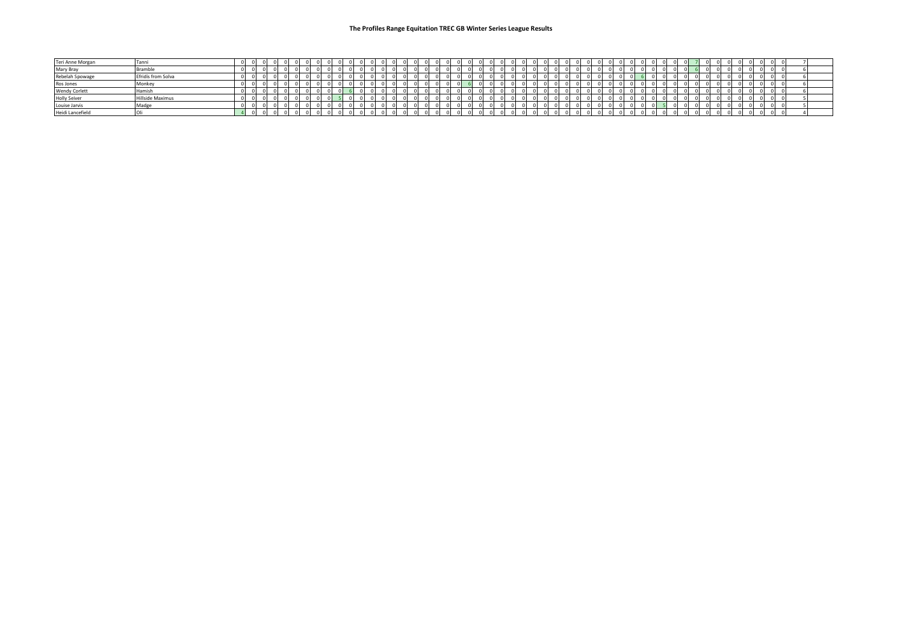# The Profiles Range Equitation TREC GB Winter Series League Results

| | | | | | | | | | | | | | | | | | | | | | | | | | | | | | | | | | | | | | | | | | | | | | | | | | | | | | |
|---|---|---|---|---|---|---|---|---|---|---|---|---|---|---|---|---|---|---|---|---|---|---|---|---|---|---|---|---|---|---|---|---|---|---|---|---|---|---|---|---|---|---|---|---|---|---|---|---|---|---|---|---|---|
| Teri Anne Morgan | Tanni | 0 | 0 | 0 | 0 | 0 | 0 | 0 | 0 | 0 | 0 | 0 | 0 | 0 | 0 | 0 | 0 | 0 | 0 | 0 | 0 | 0 | 0 | 0 | 0 | 0 | 0 | 0 | 0 | 0 | 0 | 0 | 0 | 0 | 0 | 0 | 0 | 0 | 0 | 0 | 0 | 0 | 7 | 0 | 0 | 0 | 0 | 0 | 0 | 0 | 0 | 7 |
| Mary Bray | Bramble | 0 | 0 | 0 | 0 | 0 | 0 | 0 | 0 | 0 | 0 | 0 | 0 | 0 | 0 | 0 | 0 | 0 | 0 | 0 | 0 | 0 | 0 | 0 | 0 | 0 | 0 | 0 | 0 | 0 | 0 | 0 | 0 | 0 | 0 | 0 | 0 | 0 | 0 | 0 | 0 | 0 | 6 | 0 | 0 | 0 | 0 | 0 | 0 | 0 | 0 | 6 |
| Rebelah Spowage | Efridis from Solva | 0 | 0 | 0 | 0 | 0 | 0 | 0 | 0 | 0 | 0 | 0 | 0 | 0 | 0 | 0 | 0 | 0 | 0 | 0 | 0 | 0 | 0 | 0 | 0 | 0 | 0 | 0 | 0 | 0 | 0 | 0 | 0 | 0 | 0 | 0 | 0 | 6 | 0 | 0 | 0 | 0 | 0 | 0 | 0 | 0 | 0 | 0 | 0 | 0 | 0 | 6 |
| Ros Jones | Monkey | 0 | 0 | 0 | 0 | 0 | 0 | 0 | 0 | 0 | 0 | 0 | 0 | 0 | 0 | 0 | 0 | 0 | 0 | 0 | 0 | 6 | 0 | 0 | 0 | 0 | 0 | 0 | 0 | 0 | 0 | 0 | 0 | 0 | 0 | 0 | 0 | 0 | 0 | 0 | 0 | 0 | 0 | 0 | 0 | 0 | 0 | 0 | 0 | 0 | 0 | 6 |
| Wendy Corlett | Hamish | 0 | 0 | 0 | 0 | 0 | 0 | 0 | 0 | 0 | 0 | 6 | 0 | 0 | 0 | 0 | 0 | 0 | 0 | 0 | 0 | 0 | 0 | 0 | 0 | 0 | 0 | 0 | 0 | 0 | 0 | 0 | 0 | 0 | 0 | 0 | 0 | 0 | 0 | 0 | 0 | 0 | 0 | 0 | 0 | 0 | 0 | 0 | 0 | 0 | 0 | 6 |
| Holly Seiver | Hillside Maximus | 0 | 0 | 0 | 0 | 0 | 0 | 0 | 0 | 0 | 5 | 0 | 0 | 0 | 0 | 0 | 0 | 0 | 0 | 0 | 0 | 0 | 0 | 0 | 0 | 0 | 0 | 0 | 0 | 0 | 0 | 0 | 0 | 0 | 0 | 0 | 0 | 0 | 0 | 0 | 0 | 0 | 0 | 0 | 0 | 0 | 0 | 0 | 0 | 0 | 0 | 5 |
| Louise Jarvis | Madge | 0 | 0 | 0 | 0 | 0 | 0 | 0 | 0 | 0 | 0 | 0 | 0 | 0 | 0 | 0 | 0 | 0 | 0 | 0 | 0 | 0 | 0 | 0 | 0 | 0 | 0 | 0 | 0 | 0 | 0 | 0 | 0 | 0 | 0 | 0 | 0 | 0 | 0 | 5 | 0 | 0 | 0 | 0 | 0 | 0 | 0 | 0 | 0 | 0 | 0 | 5 |
| Heidi Lancefield | Oli | 4 | 0 | 0 | 0 | 0 | 0 | 0 | 0 | 0 | 0 | 0 | 0 | 0 | 0 | 0 | 0 | 0 | 0 | 0 | 0 | 0 | 0 | 0 | 0 | 0 | 0 | 0 | 0 | 0 | 0 | 0 | 0 | 0 | 0 | 0 | 0 | 0 | 0 | 0 | 0 | 0 | 0 | 0 | 0 | 0 | 0 | 0 | 0 | 0 | 0 | 4 |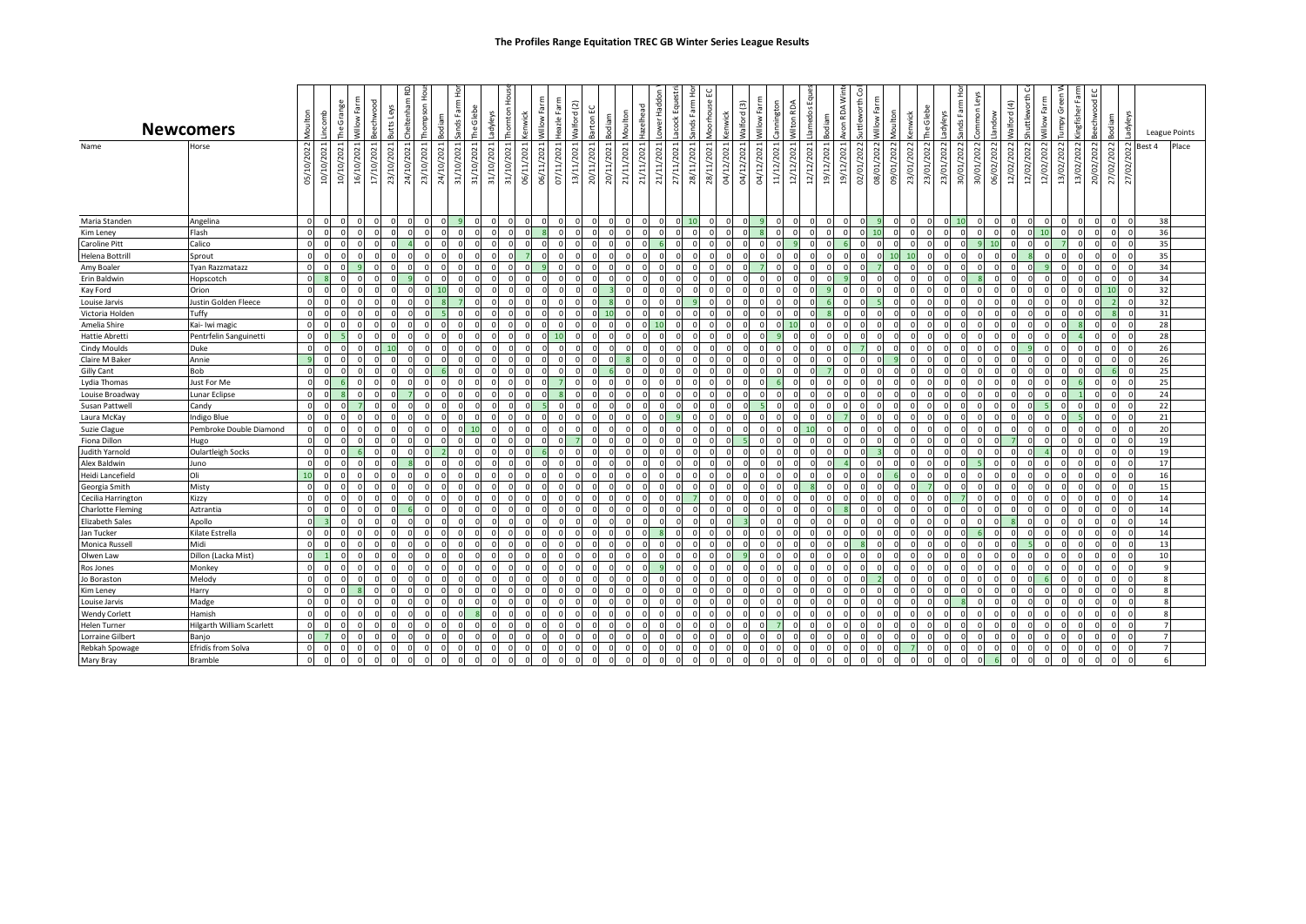# The Profiles Range Equitation TREC GB Winter Series League Results

## Newcomers

| Name | Horse | Moulton 05/10/2022 | Lincomb 10/10/2021 | The Grange 10/10/2021 | Willow Farm 16/10/2021 | Beechwood 17/10/2021 | Butts Leys 23/10/2021 | Cheltenham RD 24/10/2021 | Thompson Hou 23/10/2021 | Bodiam 24/10/2021 | Sands Farm Ho 31/10/2021 | The Glebe 31/10/2021 | Ladyleys 31/10/2021 | Thornton Hous 31/10/2021 | Kenwick 06/11/2021 | Willow Farm 06/11/2021 | Heazle Farm 07/11/2021 | Walford (2) 13/11/2021 | Barton EC 20/11/2021 | Bodiam 20/11/2021 | Moulton 21/11/2021 | Hazelhead 21/11/2021 | Lower Haddon 21/11/2021 | Lacock Equestr 27/11/2021 | Sands Farm Ho 28/11/2021 | Moorhouse EC 28/11/2021 | Kenwick 04/12/2021 | Walford (3) 04/12/2021 | Willow Farm 04/12/2021 | Cannington 11/12/2021 | Wilton RDA 12/12/2021 | Llanedos Eques 12/12/2021 | Bodiam 19/12/2021 | Avon RDA Wint 19/12/2021 | Suttleworth Co 02/01/2022 | Willow Farm 08/01/2022 | Moulton 09/01/2022 | Kenwick 23/01/2022 | The Glebe 23/01/2022 | Ladyleys 23/01/2022 | Sands Farm Ho 30/01/2022 | Common Leys 30/01/2022 | Llandow 06/02/2022 | Walford (4) 12/02/2022 | Shuttleworth C 12/02/2022 | Willow Farm 12/02/2022 | Tumpy Green W 13/02/2022 | Kingfisher Farm 13/02/2022 | Beechwood EC 20/02/2022 | Bodiam 27/02/2022 | Ladyleys 27/02/2022 | League Points Best 4 | Place |
|---|---|---|---|---|---|---|---|---|---|---|---|---|---|---|---|---|---|---|---|---|---|---|---|---|---|---|---|---|---|---|---|---|---|---|---|---|---|---|---|---|---|---|---|---|---|---|---|---|---|---|---|---|---|
| Maria Standen | Angelina | 0 | 0 | 0 | 0 | 0 | 0 | 0 | 0 | 0 | 9 | 0 | 0 | 0 | 0 | 0 | 0 | 0 | 0 | 0 | 0 | 0 | 0 | 0 | 10 | 0 | 0 | 0 | 9 | 0 | 0 | 0 | 0 | 0 | 0 | 9 | 0 | 0 | 0 | 0 | 10 | 0 | 0 | 0 | 0 | 0 | 0 | 0 | 0 | 0 | 0 | 38 | |
| Kim Leney | Flash | 0 | 0 | 0 | 0 | 0 | 0 | 0 | 0 | 0 | 0 | 0 | 0 | 0 | 0 | 8 | 0 | 0 | 0 | 0 | 0 | 0 | 0 | 0 | 0 | 0 | 0 | 0 | 8 | 0 | 0 | 0 | 0 | 0 | 0 | 10 | 0 | 0 | 0 | 0 | 0 | 0 | 0 | 0 | 0 | 10 | 0 | 0 | 0 | 0 | 0 | 36 | |
| Caroline Pitt | Calico | 0 | 0 | 0 | 0 | 0 | 0 | 4 | 0 | 0 | 0 | 0 | 0 | 0 | 0 | 0 | 0 | 0 | 0 | 0 | 0 | 6 | 0 | 0 | 0 | 0 | 0 | 0 | 0 | 0 | 9 | 0 | 0 | 6 | 0 | 0 | 0 | 0 | 0 | 0 | 9 | 10 | 0 | 0 | 0 | 0 | 7 | 0 | 0 | 0 | 0 | 35 | |
| Helena Bottrill | Sprout | 0 | 0 | 0 | 0 | 0 | 0 | 0 | 0 | 0 | 0 | 0 | 0 | 7 | 0 | 0 | 0 | 0 | 0 | 0 | 0 | 0 | 0 | 0 | 0 | 0 | 0 | 0 | 0 | 0 | 0 | 0 | 0 | 0 | 0 | 0 | 10 | 10 | 0 | 0 | 0 | 0 | 0 | 8 | 0 | 0 | 0 | 0 | 0 | 0 | 0 | 35 | |
| Amy Boaler | Tyan Razzmatazz | 0 | 0 | 0 | 9 | 0 | 0 | 0 | 0 | 0 | 0 | 0 | 0 | 0 | 0 | 9 | 0 | 0 | 0 | 0 | 0 | 0 | 0 | 0 | 0 | 0 | 0 | 0 | 7 | 0 | 0 | 0 | 0 | 0 | 0 | 7 | 0 | 0 | 0 | 0 | 0 | 0 | 0 | 0 | 0 | 9 | 0 | 0 | 0 | 0 | 0 | 34 | |
| Erin Baldwin | Hopscotch | 0 | 8 | 0 | 0 | 0 | 0 | 0 | 9 | 0 | 0 | 0 | 0 | 0 | 0 | 0 | 0 | 0 | 0 | 0 | 0 | 0 | 0 | 0 | 0 | 0 | 0 | 0 | 0 | 0 | 0 | 0 | 0 | 9 | 0 | 0 | 0 | 0 | 0 | 0 | 0 | 8 | 0 | 0 | 0 | 0 | 0 | 0 | 0 | 0 | 0 | 34 | |
| Kay Ford | Orion | 0 | 0 | 0 | 0 | 0 | 0 | 0 | 0 | 10 | 0 | 0 | 0 | 0 | 0 | 0 | 0 | 0 | 0 | 3 | 0 | 0 | 0 | 0 | 0 | 0 | 0 | 0 | 0 | 0 | 0 | 0 | 9 | 0 | 0 | 0 | 0 | 0 | 0 | 0 | 0 | 0 | 0 | 0 | 0 | 0 | 0 | 0 | 0 | 10 | 0 | 32 | |
| Louise Jarvis | Justin Golden Fleece | 0 | 0 | 0 | 0 | 0 | 0 | 0 | 8 | 7 | 0 | 0 | 0 | 0 | 0 | 0 | 0 | 0 | 0 | 8 | 0 | 0 | 0 | 0 | 9 | 0 | 0 | 0 | 0 | 0 | 0 | 0 | 6 | 0 | 5 | 0 | 0 | 0 | 0 | 0 | 0 | 0 | 0 | 0 | 0 | 0 | 0 | 0 | 0 | 2 | 0 | 32 | |
| Victoria Holden | Tuffy | 0 | 0 | 0 | 0 | 0 | 0 | 0 | 0 | 5 | 0 | 0 | 0 | 0 | 0 | 0 | 0 | 0 | 0 | 10 | 0 | 0 | 0 | 0 | 0 | 0 | 0 | 0 | 0 | 0 | 0 | 0 | 8 | 0 | 0 | 0 | 0 | 0 | 0 | 0 | 0 | 0 | 0 | 0 | 0 | 0 | 0 | 0 | 0 | 8 | 0 | 31 | |
| Amelia Shire | Kai- Iwi magic | 0 | 0 | 0 | 0 | 0 | 0 | 0 | 0 | 0 | 0 | 0 | 0 | 0 | 0 | 0 | 0 | 0 | 0 | 0 | 0 | 0 | 10 | 0 | 0 | 0 | 0 | 0 | 0 | 0 | 10 | 0 | 0 | 0 | 0 | 0 | 0 | 0 | 0 | 0 | 0 | 0 | 0 | 0 | 0 | 0 | 8 | 0 | 0 | 0 | 0 | 28 | |
| Hattie Abretti | Pentrfelin Sanguinetti | 0 | 0 | 5 | 0 | 0 | 0 | 0 | 0 | 0 | 0 | 0 | 0 | 0 | 0 | 0 | 10 | 0 | 0 | 0 | 0 | 0 | 0 | 0 | 0 | 0 | 0 | 0 | 0 | 9 | 0 | 0 | 0 | 0 | 0 | 0 | 0 | 0 | 0 | 0 | 0 | 0 | 0 | 0 | 0 | 0 | 4 | 0 | 0 | 0 | 0 | 28 | |
| Cindy Moulds | Duke | 0 | 0 | 0 | 0 | 0 | 10 | 0 | 0 | 0 | 0 | 0 | 0 | 0 | 0 | 0 | 0 | 0 | 0 | 0 | 0 | 0 | 0 | 0 | 0 | 0 | 0 | 0 | 0 | 0 | 0 | 0 | 0 | 0 | 7 | 0 | 0 | 0 | 0 | 0 | 0 | 0 | 0 | 0 | 9 | 0 | 0 | 0 | 0 | 0 | 0 | 26 | |
| Claire M Baker | Annie | 9 | 0 | 0 | 0 | 0 | 0 | 0 | 0 | 0 | 0 | 0 | 0 | 0 | 0 | 0 | 0 | 0 | 0 | 0 | 8 | 0 | 0 | 0 | 0 | 0 | 0 | 0 | 0 | 0 | 0 | 0 | 0 | 0 | 0 | 0 | 9 | 0 | 0 | 0 | 0 | 0 | 0 | 0 | 0 | 0 | 0 | 0 | 0 | 0 | 0 | 26 | |
| Gilly Cant | Bob | 0 | 0 | 0 | 0 | 0 | 0 | 0 | 0 | 6 | 0 | 0 | 0 | 0 | 0 | 0 | 0 | 0 | 0 | 6 | 0 | 0 | 0 | 0 | 0 | 0 | 0 | 0 | 0 | 0 | 0 | 0 | 7 | 0 | 0 | 0 | 0 | 0 | 0 | 0 | 0 | 0 | 0 | 0 | 0 | 0 | 0 | 0 | 0 | 6 | 0 | 25 | |
| Lydia Thomas | Just For Me | 0 | 0 | 6 | 0 | 0 | 0 | 0 | 0 | 0 | 0 | 0 | 0 | 0 | 0 | 0 | 7 | 0 | 0 | 0 | 0 | 0 | 0 | 0 | 0 | 0 | 0 | 0 | 0 | 6 | 0 | 0 | 0 | 0 | 0 | 0 | 0 | 0 | 0 | 0 | 0 | 0 | 0 | 0 | 0 | 0 | 6 | 0 | 0 | 0 | 0 | 25 | |
| Louise Broadway | Lunar Eclipse | 0 | 0 | 8 | 0 | 0 | 0 | 7 | 0 | 0 | 0 | 0 | 0 | 0 | 0 | 0 | 8 | 0 | 0 | 0 | 0 | 0 | 0 | 0 | 0 | 0 | 0 | 0 | 0 | 0 | 0 | 0 | 0 | 0 | 0 | 0 | 0 | 0 | 0 | 0 | 0 | 0 | 0 | 0 | 0 | 0 | 1 | 0 | 0 | 0 | 0 | 24 | |
| Susan Pattwell | Candy | 0 | 0 | 0 | 7 | 0 | 0 | 0 | 0 | 0 | 0 | 0 | 0 | 0 | 0 | 5 | 0 | 0 | 0 | 0 | 0 | 0 | 0 | 0 | 0 | 0 | 0 | 0 | 5 | 0 | 0 | 0 | 0 | 0 | 0 | 0 | 0 | 0 | 0 | 0 | 0 | 0 | 0 | 0 | 0 | 5 | 0 | 0 | 0 | 0 | 0 | 22 | |
| Laura McKay | Indigo Blue | 0 | 0 | 0 | 0 | 0 | 0 | 0 | 0 | 0 | 0 | 0 | 0 | 0 | 0 | 0 | 0 | 0 | 0 | 0 | 0 | 0 | 9 | 0 | 0 | 0 | 0 | 0 | 0 | 0 | 0 | 0 | 0 | 7 | 0 | 0 | 0 | 0 | 0 | 0 | 0 | 0 | 0 | 0 | 0 | 0 | 5 | 0 | 0 | 0 | 0 | 21 | |
| Suzie Clague | Pembroke Double Diamond | 0 | 0 | 0 | 0 | 0 | 0 | 0 | 0 | 0 | 0 | 10 | 0 | 0 | 0 | 0 | 0 | 0 | 0 | 0 | 0 | 0 | 0 | 0 | 0 | 0 | 0 | 0 | 0 | 0 | 0 | 10 | 0 | 0 | 0 | 0 | 0 | 0 | 0 | 0 | 0 | 0 | 0 | 0 | 0 | 0 | 0 | 0 | 0 | 0 | 0 | 20 | |
| Fiona Dillon | Hugo | 0 | 0 | 0 | 0 | 0 | 0 | 0 | 0 | 0 | 0 | 0 | 0 | 0 | 0 | 0 | 0 | 7 | 0 | 0 | 0 | 0 | 0 | 0 | 0 | 0 | 0 | 5 | 0 | 0 | 0 | 0 | 0 | 0 | 0 | 0 | 0 | 0 | 0 | 0 | 0 | 0 | 0 | 7 | 0 | 0 | 0 | 0 | 0 | 0 | 0 | 19 | |
| Judith Yarnold | Oulartleigh Socks | 0 | 0 | 0 | 6 | 0 | 0 | 0 | 0 | 2 | 0 | 0 | 0 | 0 | 0 | 6 | 0 | 0 | 0 | 0 | 0 | 0 | 0 | 0 | 0 | 0 | 0 | 0 | 0 | 0 | 0 | 0 | 0 | 0 | 0 | 3 | 0 | 0 | 0 | 0 | 0 | 0 | 0 | 0 | 0 | 4 | 0 | 0 | 0 | 0 | 0 | 19 | |
| Alex Baldwin | Juno | 0 | 0 | 0 | 0 | 0 | 0 | 8 | 0 | 0 | 0 | 0 | 0 | 0 | 0 | 0 | 0 | 0 | 0 | 0 | 0 | 0 | 0 | 0 | 0 | 0 | 0 | 0 | 0 | 0 | 0 | 0 | 0 | 4 | 0 | 0 | 0 | 0 | 0 | 0 | 0 | 5 | 0 | 0 | 0 | 0 | 0 | 0 | 0 | 0 | 0 | 17 | |
| Heidi Lancefield | Oli | 10 | 0 | 0 | 0 | 0 | 0 | 0 | 0 | 0 | 0 | 0 | 0 | 0 | 0 | 0 | 0 | 0 | 0 | 0 | 0 | 0 | 0 | 0 | 0 | 0 | 0 | 0 | 0 | 0 | 0 | 0 | 0 | 0 | 0 | 0 | 6 | 0 | 0 | 0 | 0 | 0 | 0 | 0 | 0 | 0 | 0 | 0 | 0 | 0 | 0 | 16 | |
| Georgia Smith | Misty | 0 | 0 | 0 | 0 | 0 | 0 | 0 | 0 | 0 | 0 | 0 | 0 | 0 | 0 | 0 | 0 | 0 | 0 | 0 | 0 | 0 | 0 | 0 | 0 | 0 | 0 | 0 | 0 | 0 | 0 | 0 | 8 | 0 | 0 | 0 | 0 | 7 | 0 | 0 | 0 | 0 | 0 | 0 | 0 | 0 | 0 | 0 | 0 | 0 | 0 | 15 | |
| Cecilia Harrington | Kizzy | 0 | 0 | 0 | 0 | 0 | 0 | 0 | 0 | 0 | 0 | 0 | 0 | 0 | 0 | 0 | 0 | 0 | 0 | 0 | 0 | 0 | 0 | 0 | 7 | 0 | 0 | 0 | 0 | 0 | 0 | 0 | 0 | 0 | 0 | 0 | 0 | 0 | 0 | 0 | 7 | 0 | 0 | 0 | 0 | 0 | 0 | 0 | 0 | 0 | 0 | 14 | |
| Charlotte Fleming | Aztrantia | 0 | 0 | 0 | 0 | 0 | 0 | 6 | 0 | 0 | 0 | 0 | 0 | 0 | 0 | 0 | 0 | 0 | 0 | 0 | 0 | 0 | 0 | 0 | 0 | 0 | 0 | 0 | 0 | 0 | 0 | 0 | 0 | 8 | 0 | 0 | 0 | 0 | 0 | 0 | 0 | 0 | 0 | 0 | 0 | 0 | 0 | 0 | 0 | 0 | 0 | 14 | |
| Elizabeth Sales | Apollo | 0 | 3 | 0 | 0 | 0 | 0 | 0 | 0 | 0 | 0 | 0 | 0 | 0 | 0 | 0 | 0 | 0 | 0 | 0 | 0 | 0 | 0 | 0 | 0 | 0 | 0 | 3 | 0 | 0 | 0 | 0 | 0 | 0 | 0 | 0 | 0 | 0 | 0 | 0 | 0 | 0 | 0 | 8 | 0 | 0 | 0 | 0 | 0 | 0 | 0 | 14 | |
| Jan Tucker | Kilate Estrella | 0 | 0 | 0 | 0 | 0 | 0 | 0 | 0 | 0 | 0 | 0 | 0 | 0 | 0 | 0 | 0 | 0 | 0 | 0 | 0 | 8 | 0 | 0 | 0 | 0 | 0 | 0 | 0 | 0 | 0 | 0 | 0 | 0 | 0 | 0 | 0 | 0 | 0 | 0 | 0 | 6 | 0 | 0 | 0 | 0 | 0 | 0 | 0 | 0 | 0 | 14 | |
| Monica Russell | Midi | 0 | 0 | 0 | 0 | 0 | 0 | 0 | 0 | 0 | 0 | 0 | 0 | 0 | 0 | 0 | 0 | 0 | 0 | 0 | 0 | 0 | 0 | 0 | 0 | 0 | 0 | 0 | 0 | 0 | 0 | 0 | 0 | 0 | 8 | 0 | 0 | 0 | 0 | 0 | 0 | 0 | 0 | 0 | 5 | 0 | 0 | 0 | 0 | 0 | 0 | 13 | |
| Olwen Law | Dillon (Lacka Mist) | 0 | 1 | 0 | 0 | 0 | 0 | 0 | 0 | 0 | 0 | 0 | 0 | 0 | 0 | 0 | 0 | 0 | 0 | 0 | 0 | 0 | 0 | 0 | 0 | 0 | 0 | 9 | 0 | 0 | 0 | 0 | 0 | 0 | 0 | 0 | 0 | 0 | 0 | 0 | 0 | 0 | 0 | 0 | 0 | 0 | 0 | 0 | 0 | 0 | 0 | 10 | |
| Ros Jones | Monkey | 0 | 0 | 0 | 0 | 0 | 0 | 0 | 0 | 0 | 0 | 0 | 0 | 0 | 0 | 0 | 0 | 0 | 0 | 0 | 0 | 0 | 9 | 0 | 0 | 0 | 0 | 0 | 0 | 0 | 0 | 0 | 0 | 0 | 0 | 0 | 0 | 0 | 0 | 0 | 0 | 0 | 0 | 0 | 0 | 0 | 0 | 0 | 0 | 0 | 0 | 9 | |
| Jo Boraston | Melody | 0 | 0 | 0 | 0 | 0 | 0 | 0 | 0 | 0 | 0 | 0 | 0 | 0 | 0 | 0 | 0 | 0 | 0 | 0 | 0 | 0 | 0 | 0 | 0 | 0 | 0 | 0 | 0 | 0 | 0 | 0 | 0 | 0 | 0 | 2 | 0 | 0 | 0 | 0 | 0 | 0 | 0 | 0 | 0 | 6 | 0 | 0 | 0 | 0 | 0 | 8 | |
| Kim Leney | Harry | 0 | 0 | 0 | 8 | 0 | 0 | 0 | 0 | 0 | 0 | 0 | 0 | 0 | 0 | 0 | 0 | 0 | 0 | 0 | 0 | 0 | 0 | 0 | 0 | 0 | 0 | 0 | 0 | 0 | 0 | 0 | 0 | 0 | 0 | 0 | 0 | 0 | 0 | 0 | 0 | 0 | 0 | 0 | 0 | 0 | 0 | 0 | 0 | 0 | 0 | 8 | |
| Louise Jarvis | Madge | 0 | 0 | 0 | 0 | 0 | 0 | 0 | 0 | 0 | 0 | 0 | 0 | 0 | 0 | 0 | 0 | 0 | 0 | 0 | 0 | 0 | 0 | 0 | 0 | 0 | 0 | 0 | 0 | 0 | 0 | 0 | 0 | 0 | 0 | 0 | 0 | 0 | 0 | 0 | 8 | 0 | 0 | 0 | 0 | 0 | 0 | 0 | 0 | 0 | 0 | 8 | |
| Wendy Corlett | Hamish | 0 | 0 | 0 | 0 | 0 | 0 | 0 | 0 | 0 | 0 | 8 | 0 | 0 | 0 | 0 | 0 | 0 | 0 | 0 | 0 | 0 | 0 | 0 | 0 | 0 | 0 | 0 | 0 | 0 | 0 | 0 | 0 | 0 | 0 | 0 | 0 | 0 | 0 | 0 | 0 | 0 | 0 | 0 | 0 | 0 | 0 | 0 | 0 | 0 | 0 | 8 | |
| Helen Turner | Hilgarth William Scarlett | 0 | 0 | 0 | 0 | 0 | 0 | 0 | 0 | 0 | 0 | 0 | 0 | 0 | 0 | 0 | 0 | 0 | 0 | 0 | 0 | 0 | 0 | 0 | 0 | 0 | 0 | 0 | 0 | 0 | 7 | 0 | 0 | 0 | 0 | 0 | 0 | 0 | 0 | 0 | 0 | 0 | 0 | 0 | 0 | 0 | 0 | 0 | 0 | 0 | 0 | 7 | |
| Lorraine Gilbert | Banjo | 0 | 7 | 0 | 0 | 0 | 0 | 0 | 0 | 0 | 0 | 0 | 0 | 0 | 0 | 0 | 0 | 0 | 0 | 0 | 0 | 0 | 0 | 0 | 0 | 0 | 0 | 0 | 0 | 0 | 0 | 0 | 0 | 0 | 0 | 0 | 0 | 0 | 0 | 0 | 0 | 0 | 0 | 0 | 0 | 0 | 0 | 0 | 0 | 0 | 0 | 7 | |
| Rebkah Spowage | Efridis from Solva | 0 | 0 | 0 | 0 | 0 | 0 | 0 | 0 | 0 | 0 | 0 | 0 | 0 | 0 | 0 | 0 | 0 | 0 | 0 | 0 | 0 | 0 | 0 | 0 | 0 | 0 | 0 | 0 | 0 | 0 | 0 | 0 | 0 | 0 | 0 | 0 | 7 | 0 | 0 | 0 | 0 | 0 | 0 | 0 | 0 | 0 | 0 | 0 | 0 | 0 | 7 | |
| Mary Bray | Bramble | 0 | 0 | 0 | 0 | 0 | 0 | 0 | 0 | 0 | 0 | 0 | 0 | 0 | 0 | 0 | 0 | 0 | 0 | 0 | 0 | 0 | 0 | 0 | 0 | 0 | 0 | 0 | 0 | 0 | 0 | 0 | 0 | 0 | 0 | 0 | 0 | 0 | 0 | 0 | 0 | 0 | 6 | 0 | 0 | 0 | 0 | 0 | 0 | 0 | 0 | 6 | |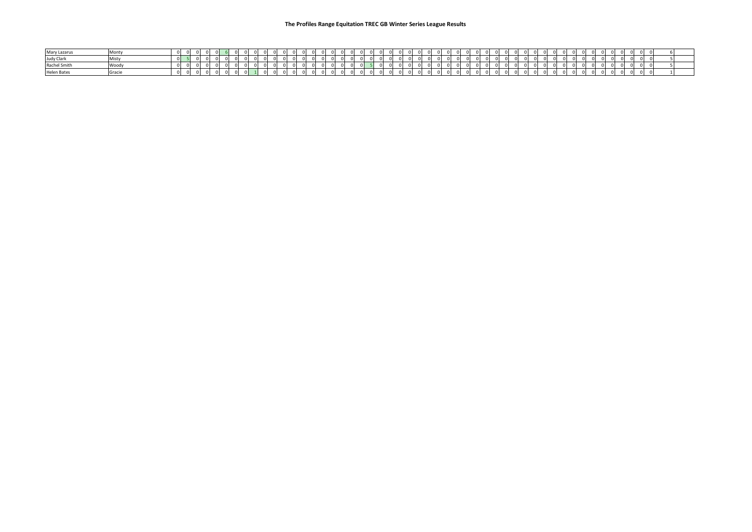**The Profiles Range Equitation TREC GB Winter Series League Results**

| | | | | | | | | | | | | | | | | | | | | | | | | | | | | | | | | | | | | | | | | | | | | | | | | | | | | | | |
|---|---|---|---|---|---|---|---|---|---|---|---|---|---|---|---|---|---|---|---|---|---|---|---|---|---|---|---|---|---|---|---|---|---|---|---|---|---|---|---|---|---|---|---|---|---|---|---|---|---|---|---|---|---|---|
| Mary Lazarus | Monty | 0 | 0 | 0 | 0 | 0 | 6 | 0 | 0 | 0 | 0 | 0 | 0 | 0 | 0 | 0 | 0 | 0 | 0 | 0 | 0 | 0 | 0 | 0 | 0 | 0 | 0 | 0 | 0 | 0 | 0 | 0 | 0 | 0 | 0 | 0 | 0 | 0 | 0 | 0 | 0 | 0 | 0 | 0 | 0 | 0 | 0 | 0 | 0 | 0 | 0 | 0 | 0 | 0 | 6 | |
| Judy Clark | Misty | 0 | 5 | 0 | 0 | 0 | 0 | 0 | 0 | 0 | 0 | 0 | 0 | 0 | 0 | 0 | 0 | 0 | 0 | 0 | 0 | 0 | 0 | 0 | 0 | 0 | 0 | 0 | 0 | 0 | 0 | 0 | 0 | 0 | 0 | 0 | 0 | 0 | 0 | 0 | 0 | 0 | 0 | 0 | 0 | 0 | 0 | 0 | 0 | 0 | 0 | 0 | 0 | 0 | 5 | |
| Rachel Smith | Woody | 0 | 0 | 0 | 0 | 0 | 0 | 0 | 0 | 0 | 0 | 0 | 0 | 0 | 0 | 0 | 0 | 0 | 0 | 0 | 0 | 5 | 0 | 0 | 0 | 0 | 0 | 0 | 0 | 0 | 0 | 0 | 0 | 0 | 0 | 0 | 0 | 0 | 0 | 0 | 0 | 0 | 0 | 0 | 0 | 0 | 0 | 0 | 0 | 0 | 0 | 0 | 0 | 0 | 5 | |
| Helen Bates | Gracie | 0 | 0 | 0 | 0 | 0 | 0 | 0 | 0 | 1 | 0 | 0 | 0 | 0 | 0 | 0 | 0 | 0 | 0 | 0 | 0 | 0 | 0 | 0 | 0 | 0 | 0 | 0 | 0 | 0 | 0 | 0 | 0 | 0 | 0 | 0 | 0 | 0 | 0 | 0 | 0 | 0 | 0 | 0 | 0 | 0 | 0 | 0 | 0 | 0 | 0 | 0 | 0 | 0 | 1 | |